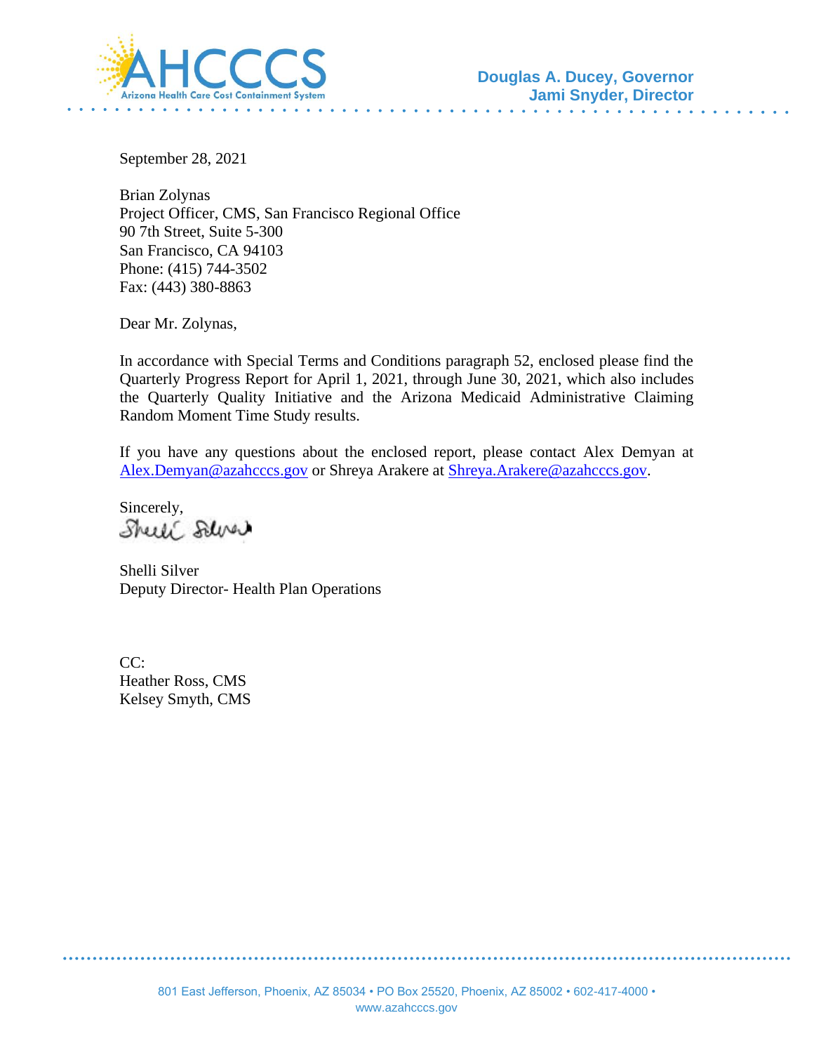AHCCCS
Arizona Health Care Cost Containment System

**Douglas A. Ducey, Governor**
**Jami Snyder, Director**

September 28, 2021

Brian Zolynas
Project Officer, CMS, San Francisco Regional Office
90 7th Street, Suite 5-300
San Francisco, CA 94103
Phone: (415) 744-3502
Fax: (443) 380-8863

Dear Mr. Zolynas,

In accordance with Special Terms and Conditions paragraph 52, enclosed please find the Quarterly Progress Report for April 1, 2021, through June 30, 2021, which also includes the Quarterly Quality Initiative and the Arizona Medicaid Administrative Claiming Random Moment Time Study results.

If you have any questions about the enclosed report, please contact Alex Demyan at Alex.Demyan@azahcccs.gov or Shreya Arakere at Shreya.Arakere@azahcccs.gov.

Sincerely,

Shelli Silver
Deputy Director- Health Plan Operations

CC:
Heather Ross, CMS
Kelsey Smyth, CMS

801 East Jefferson, Phoenix, AZ 85034 • PO Box 25520, Phoenix, AZ 85002 • 602-417-4000 •
www.azahcccs.gov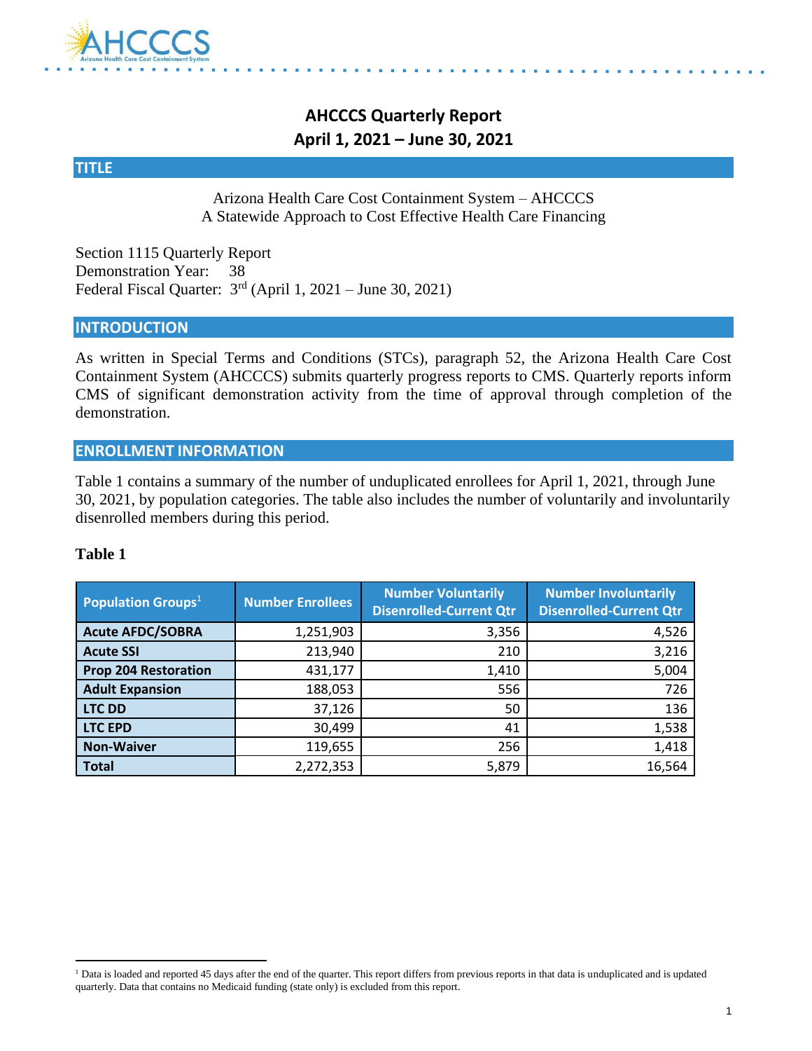# AHCCCS Quarterly Report
## April 1, 2021 – June 30, 2021

## TITLE

Arizona Health Care Cost Containment System – AHCCCS
A Statewide Approach to Cost Effective Health Care Financing

Section 1115 Quarterly Report
Demonstration Year: 38
Federal Fiscal Quarter: 3rd (April 1, 2021 – June 30, 2021)

## INTRODUCTION

As written in Special Terms and Conditions (STCs), paragraph 52, the Arizona Health Care Cost Containment System (AHCCCS) submits quarterly progress reports to CMS. Quarterly reports inform CMS of significant demonstration activity from the time of approval through completion of the demonstration.

## ENROLLMENT INFORMATION

Table 1 contains a summary of the number of unduplicated enrollees for April 1, 2021, through June 30, 2021, by population categories. The table also includes the number of voluntarily and involuntarily disenrolled members during this period.

**Table 1**

| Population Groups[1] | Number Enrollees | Number Voluntarily Disenrolled-Current Qtr | Number Involuntarily Disenrolled-Current Qtr |
|---|---|---|---|
| **Acute AFDC/SOBRA** | 1,251,903 | 3,356 | 4,526 |
| **Acute SSI** | 213,940 | 210 | 3,216 |
| **Prop 204 Restoration** | 431,177 | 1,410 | 5,004 |
| **Adult Expansion** | 188,053 | 556 | 726 |
| **LTC DD** | 37,126 | 50 | 136 |
| **LTC EPD** | 30,499 | 41 | 1,538 |
| **Non-Waiver** | 119,655 | 256 | 1,418 |
| **Total** | 2,272,353 | 5,879 | 16,564 |

[1] Data is loaded and reported 45 days after the end of the quarter. This report differs from previous reports in that data is unduplicated and is updated quarterly. Data that contains no Medicaid funding (state only) is excluded from this report.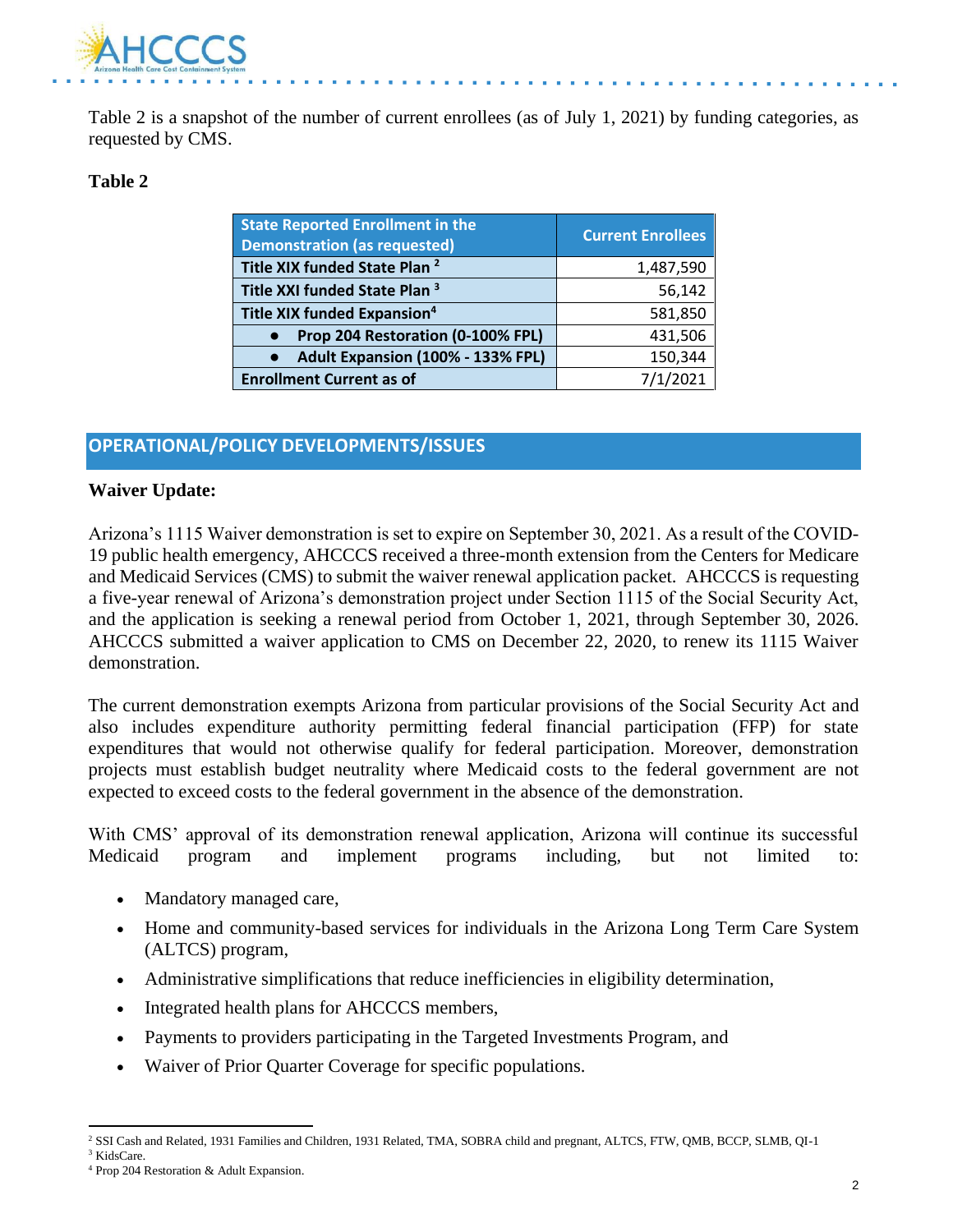Table 2 is a snapshot of the number of current enrollees (as of July 1, 2021) by funding categories, as requested by CMS.

**Table 2**

| State Reported Enrollment in the Demonstration (as requested) | Current Enrollees |
|---|---|
| Title XIX funded State Plan [2] | 1,487,590 |
| Title XXI funded State Plan [3] | 56,142 |
| Title XIX funded Expansion[4] | 581,850 |
| ● Prop 204 Restoration (0-100% FPL) | 431,506 |
| ● Adult Expansion (100% - 133% FPL) | 150,344 |
| Enrollment Current as of | 7/1/2021 |

## OPERATIONAL/POLICY DEVELOPMENTS/ISSUES

**Waiver Update:**

Arizona's 1115 Waiver demonstration is set to expire on September 30, 2021. As a result of the COVID-19 public health emergency, AHCCCS received a three-month extension from the Centers for Medicare and Medicaid Services (CMS) to submit the waiver renewal application packet. AHCCCS is requesting a five-year renewal of Arizona's demonstration project under Section 1115 of the Social Security Act, and the application is seeking a renewal period from October 1, 2021, through September 30, 2026. AHCCCS submitted a waiver application to CMS on December 22, 2020, to renew its 1115 Waiver demonstration.

The current demonstration exempts Arizona from particular provisions of the Social Security Act and also includes expenditure authority permitting federal financial participation (FFP) for state expenditures that would not otherwise qualify for federal participation. Moreover, demonstration projects must establish budget neutrality where Medicaid costs to the federal government are not expected to exceed costs to the federal government in the absence of the demonstration.

With CMS' approval of its demonstration renewal application, Arizona will continue its successful Medicaid program and implement programs including, but not limited to:

- Mandatory managed care,
- Home and community-based services for individuals in the Arizona Long Term Care System (ALTCS) program,
- Administrative simplifications that reduce inefficiencies in eligibility determination,
- Integrated health plans for AHCCCS members,
- Payments to providers participating in the Targeted Investments Program, and
- Waiver of Prior Quarter Coverage for specific populations.

[2] SSI Cash and Related, 1931 Families and Children, 1931 Related, TMA, SOBRA child and pregnant, ALTCS, FTW, QMB, BCCP, SLMB, QI-1

[3] KidsCare.

[4] Prop 204 Restoration & Adult Expansion.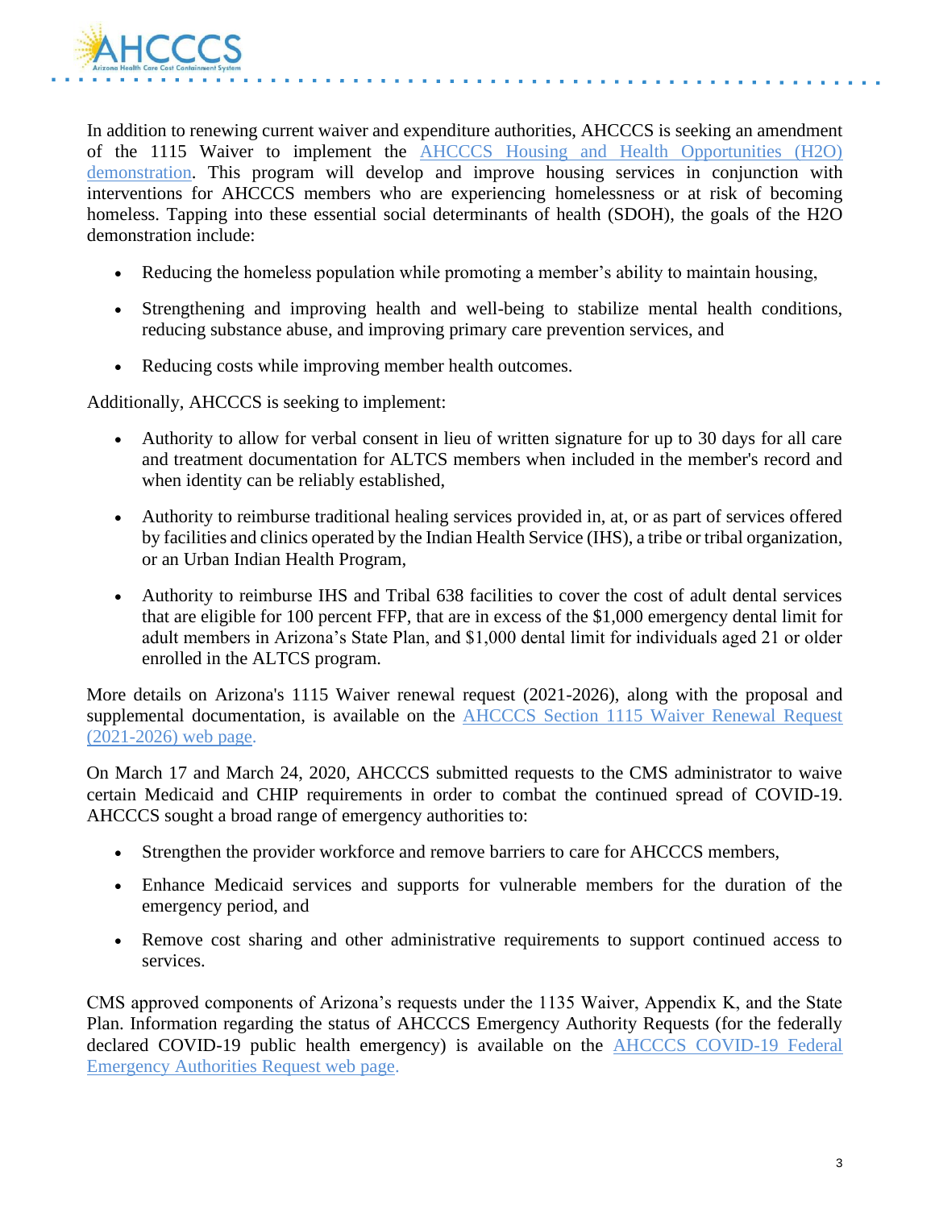In addition to renewing current waiver and expenditure authorities, AHCCCS is seeking an amendment of the 1115 Waiver to implement the [AHCCCS Housing and Health Opportunities (H2O) demonstration](). This program will develop and improve housing services in conjunction with interventions for AHCCCS members who are experiencing homelessness or at risk of becoming homeless. Tapping into these essential social determinants of health (SDOH), the goals of the H2O demonstration include:

- Reducing the homeless population while promoting a member's ability to maintain housing,
- Strengthening and improving health and well-being to stabilize mental health conditions, reducing substance abuse, and improving primary care prevention services, and
- Reducing costs while improving member health outcomes.

Additionally, AHCCCS is seeking to implement:

- Authority to allow for verbal consent in lieu of written signature for up to 30 days for all care and treatment documentation for ALTCS members when included in the member's record and when identity can be reliably established,
- Authority to reimburse traditional healing services provided in, at, or as part of services offered by facilities and clinics operated by the Indian Health Service (IHS), a tribe or tribal organization, or an Urban Indian Health Program,
- Authority to reimburse IHS and Tribal 638 facilities to cover the cost of adult dental services that are eligible for 100 percent FFP, that are in excess of the $1,000 emergency dental limit for adult members in Arizona's State Plan, and $1,000 dental limit for individuals aged 21 or older enrolled in the ALTCS program.

More details on Arizona's 1115 Waiver renewal request (2021-2026), along with the proposal and supplemental documentation, is available on the [AHCCCS Section 1115 Waiver Renewal Request (2021-2026) web page]().

On March 17 and March 24, 2020, AHCCCS submitted requests to the CMS administrator to waive certain Medicaid and CHIP requirements in order to combat the continued spread of COVID-19. AHCCCS sought a broad range of emergency authorities to:

- Strengthen the provider workforce and remove barriers to care for AHCCCS members,
- Enhance Medicaid services and supports for vulnerable members for the duration of the emergency period, and
- Remove cost sharing and other administrative requirements to support continued access to services.

CMS approved components of Arizona's requests under the 1135 Waiver, Appendix K, and the State Plan. Information regarding the status of AHCCCS Emergency Authority Requests (for the federally declared COVID-19 public health emergency) is available on the [AHCCCS COVID-19 Federal Emergency Authorities Request web page]().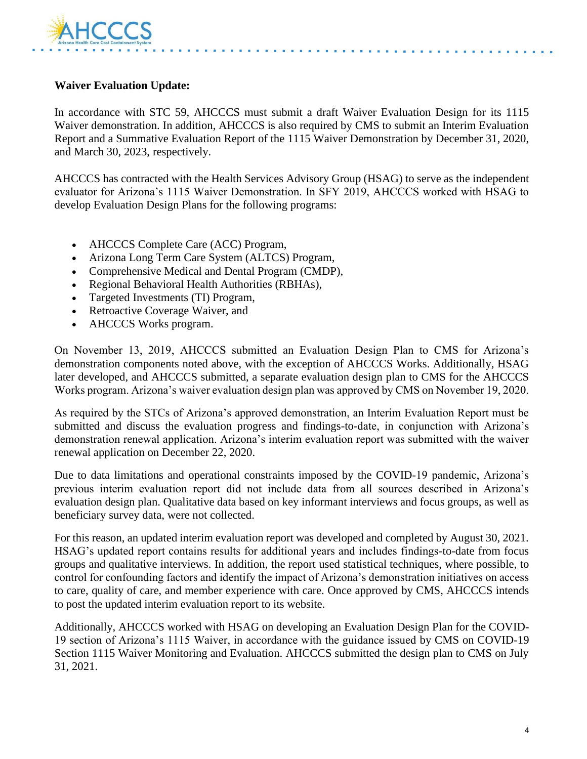**Waiver Evaluation Update:**

In accordance with STC 59, AHCCCS must submit a draft Waiver Evaluation Design for its 1115 Waiver demonstration. In addition, AHCCCS is also required by CMS to submit an Interim Evaluation Report and a Summative Evaluation Report of the 1115 Waiver Demonstration by December 31, 2020, and March 30, 2023, respectively.

AHCCCS has contracted with the Health Services Advisory Group (HSAG) to serve as the independent evaluator for Arizona's 1115 Waiver Demonstration. In SFY 2019, AHCCCS worked with HSAG to develop Evaluation Design Plans for the following programs:

- AHCCCS Complete Care (ACC) Program,
- Arizona Long Term Care System (ALTCS) Program,
- Comprehensive Medical and Dental Program (CMDP),
- Regional Behavioral Health Authorities (RBHAs),
- Targeted Investments (TI) Program,
- Retroactive Coverage Waiver, and
- AHCCCS Works program.

On November 13, 2019, AHCCCS submitted an Evaluation Design Plan to CMS for Arizona's demonstration components noted above, with the exception of AHCCCS Works. Additionally, HSAG later developed, and AHCCCS submitted, a separate evaluation design plan to CMS for the AHCCCS Works program. Arizona's waiver evaluation design plan was approved by CMS on November 19, 2020.

As required by the STCs of Arizona's approved demonstration, an Interim Evaluation Report must be submitted and discuss the evaluation progress and findings-to-date, in conjunction with Arizona's demonstration renewal application. Arizona's interim evaluation report was submitted with the waiver renewal application on December 22, 2020.

Due to data limitations and operational constraints imposed by the COVID-19 pandemic, Arizona's previous interim evaluation report did not include data from all sources described in Arizona's evaluation design plan. Qualitative data based on key informant interviews and focus groups, as well as beneficiary survey data, were not collected.

For this reason, an updated interim evaluation report was developed and completed by August 30, 2021. HSAG's updated report contains results for additional years and includes findings-to-date from focus groups and qualitative interviews. In addition, the report used statistical techniques, where possible, to control for confounding factors and identify the impact of Arizona's demonstration initiatives on access to care, quality of care, and member experience with care. Once approved by CMS, AHCCCS intends to post the updated interim evaluation report to its website.

Additionally, AHCCCS worked with HSAG on developing an Evaluation Design Plan for the COVID-19 section of Arizona's 1115 Waiver, in accordance with the guidance issued by CMS on COVID-19 Section 1115 Waiver Monitoring and Evaluation. AHCCCS submitted the design plan to CMS on July 31, 2021.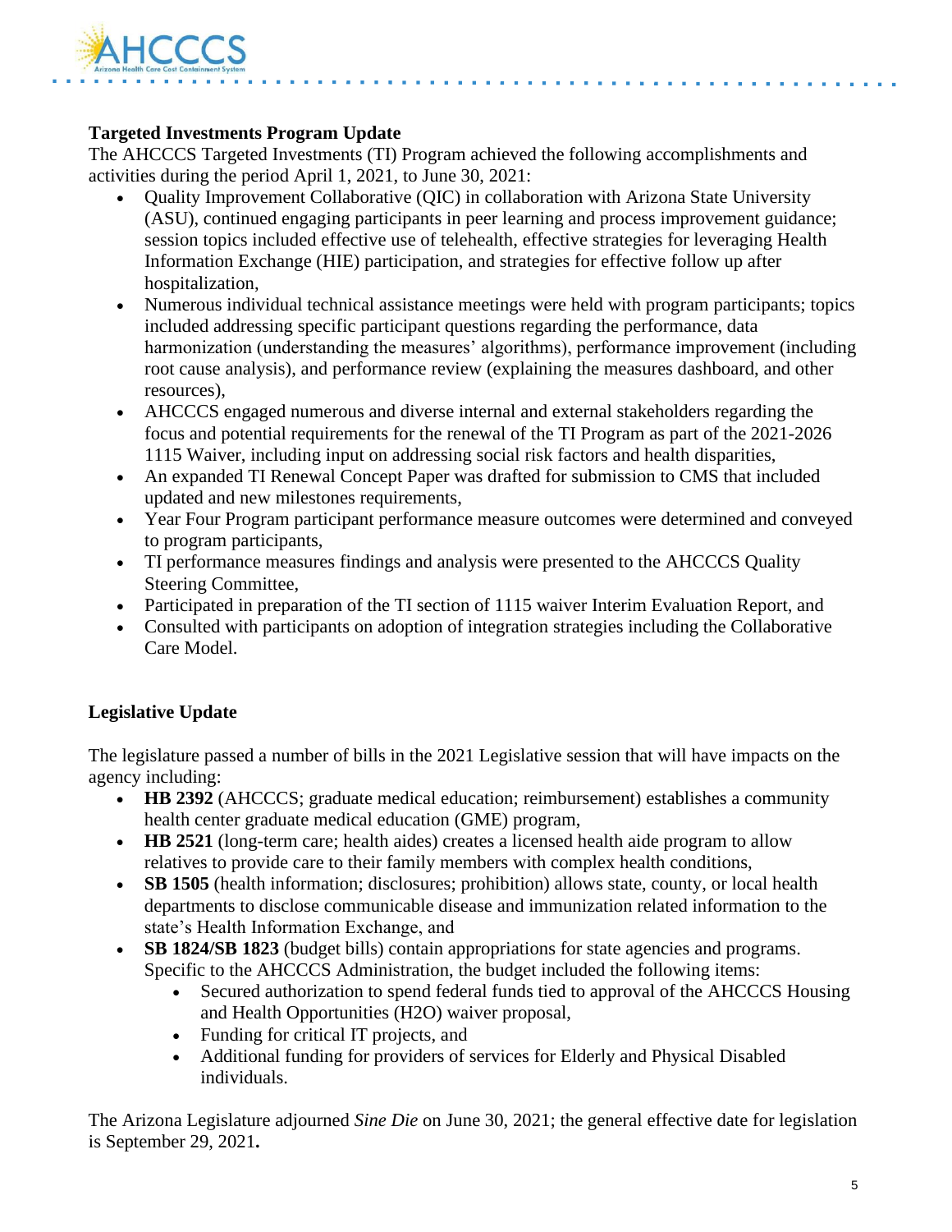**Targeted Investments Program Update**

The AHCCCS Targeted Investments (TI) Program achieved the following accomplishments and activities during the period April 1, 2021, to June 30, 2021:

- Quality Improvement Collaborative (QIC) in collaboration with Arizona State University (ASU), continued engaging participants in peer learning and process improvement guidance; session topics included effective use of telehealth, effective strategies for leveraging Health Information Exchange (HIE) participation, and strategies for effective follow up after hospitalization,
- Numerous individual technical assistance meetings were held with program participants; topics included addressing specific participant questions regarding the performance, data harmonization (understanding the measures' algorithms), performance improvement (including root cause analysis), and performance review (explaining the measures dashboard, and other resources),
- AHCCCS engaged numerous and diverse internal and external stakeholders regarding the focus and potential requirements for the renewal of the TI Program as part of the 2021-2026 1115 Waiver, including input on addressing social risk factors and health disparities,
- An expanded TI Renewal Concept Paper was drafted for submission to CMS that included updated and new milestones requirements,
- Year Four Program participant performance measure outcomes were determined and conveyed to program participants,
- TI performance measures findings and analysis were presented to the AHCCCS Quality Steering Committee,
- Participated in preparation of the TI section of 1115 waiver Interim Evaluation Report, and
- Consulted with participants on adoption of integration strategies including the Collaborative Care Model.

**Legislative Update**

The legislature passed a number of bills in the 2021 Legislative session that will have impacts on the agency including:

- **HB 2392** (AHCCCS; graduate medical education; reimbursement) establishes a community health center graduate medical education (GME) program,
- **HB 2521** (long-term care; health aides) creates a licensed health aide program to allow relatives to provide care to their family members with complex health conditions,
- **SB 1505** (health information; disclosures; prohibition) allows state, county, or local health departments to disclose communicable disease and immunization related information to the state's Health Information Exchange, and
- **SB 1824/SB 1823** (budget bills) contain appropriations for state agencies and programs. Specific to the AHCCCS Administration, the budget included the following items:
  - Secured authorization to spend federal funds tied to approval of the AHCCCS Housing and Health Opportunities (H2O) waiver proposal,
  - Funding for critical IT projects, and
  - Additional funding for providers of services for Elderly and Physical Disabled individuals.

The Arizona Legislature adjourned *Sine Die* on June 30, 2021; the general effective date for legislation is September 29, 2021**.**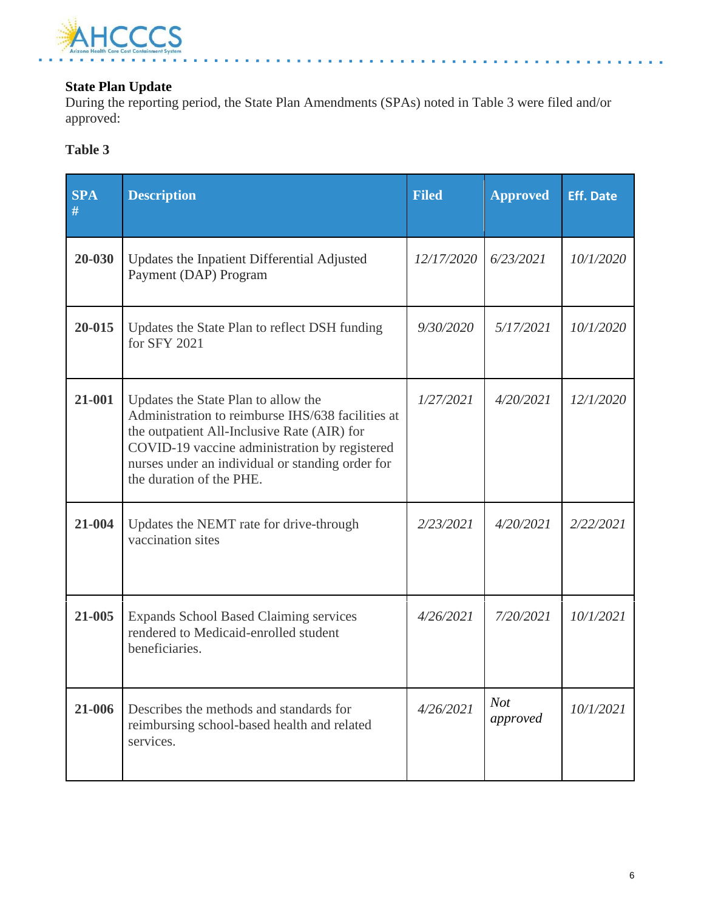**State Plan Update**

During the reporting period, the State Plan Amendments (SPAs) noted in Table 3 were filed and/or approved:

**Table 3**

| SPA # | Description | Filed | Approved | Eff. Date |
|---|---|---|---|---|
| **20-030** | Updates the Inpatient Differential Adjusted Payment (DAP) Program | *12/17/2020* | *6/23/2021* | *10/1/2020* |
| **20-015** | Updates the State Plan to reflect DSH funding for SFY 2021 | *9/30/2020* | *5/17/2021* | *10/1/2020* |
| **21-001** | Updates the State Plan to allow the Administration to reimburse IHS/638 facilities at the outpatient All-Inclusive Rate (AIR) for COVID-19 vaccine administration by registered nurses under an individual or standing order for the duration of the PHE. | *1/27/2021* | *4/20/2021* | *12/1/2020* |
| **21-004** | Updates the NEMT rate for drive-through vaccination sites | *2/23/2021* | *4/20/2021* | *2/22/2021* |
| **21-005** | Expands School Based Claiming services rendered to Medicaid-enrolled student beneficiaries. | *4/26/2021* | *7/20/2021* | *10/1/2021* |
| **21-006** | Describes the methods and standards for reimbursing school-based health and related services. | *4/26/2021* | *Not approved* | *10/1/2021* |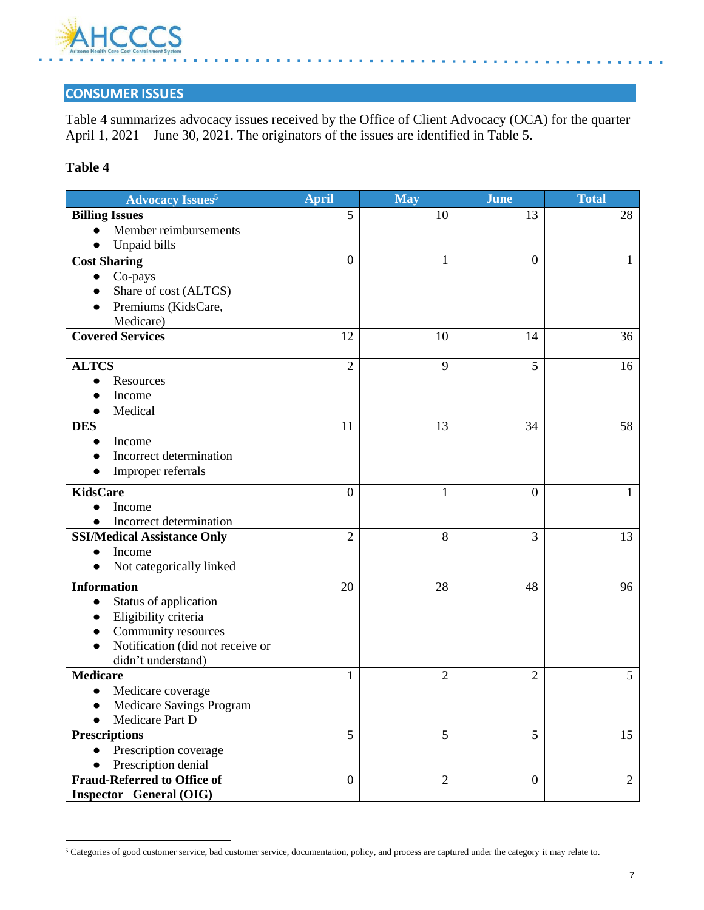## CONSUMER ISSUES

Table 4 summarizes advocacy issues received by the Office of Client Advocacy (OCA) for the quarter April 1, 2021 – June 30, 2021. The originators of the issues are identified in Table 5.

**Table 4**

| Advocacy Issues[5] | April | May | June | Total |
|---|---|---|---|---|
| **Billing Issues**<br>● Member reimbursements<br>● Unpaid bills | 5 | 10 | 13 | 28 |
| **Cost Sharing**<br>● Co-pays<br>● Share of cost (ALTCS)<br>● Premiums (KidsCare, Medicare) | 0 | 1 | 0 | 1 |
| **Covered Services** | 12 | 10 | 14 | 36 |
| **ALTCS**<br>● Resources<br>● Income<br>● Medical | 2 | 9 | 5 | 16 |
| **DES**<br>● Income<br>● Incorrect determination<br>● Improper referrals | 11 | 13 | 34 | 58 |
| **KidsCare**<br>● Income<br>● Incorrect determination | 0 | 1 | 0 | 1 |
| **SSI/Medical Assistance Only**<br>● Income<br>● Not categorically linked | 2 | 8 | 3 | 13 |
| **Information**<br>● Status of application<br>● Eligibility criteria<br>● Community resources<br>● Notification (did not receive or didn't understand) | 20 | 28 | 48 | 96 |
| **Medicare**<br>● Medicare coverage<br>● Medicare Savings Program<br>● Medicare Part D | 1 | 2 | 2 | 5 |
| **Prescriptions**<br>● Prescription coverage<br>● Prescription denial | 5 | 5 | 5 | 15 |
| **Fraud-Referred to Office of Inspector General (OIG)** | 0 | 2 | 0 | 2 |

[5] Categories of good customer service, bad customer service, documentation, policy, and process are captured under the category it may relate to.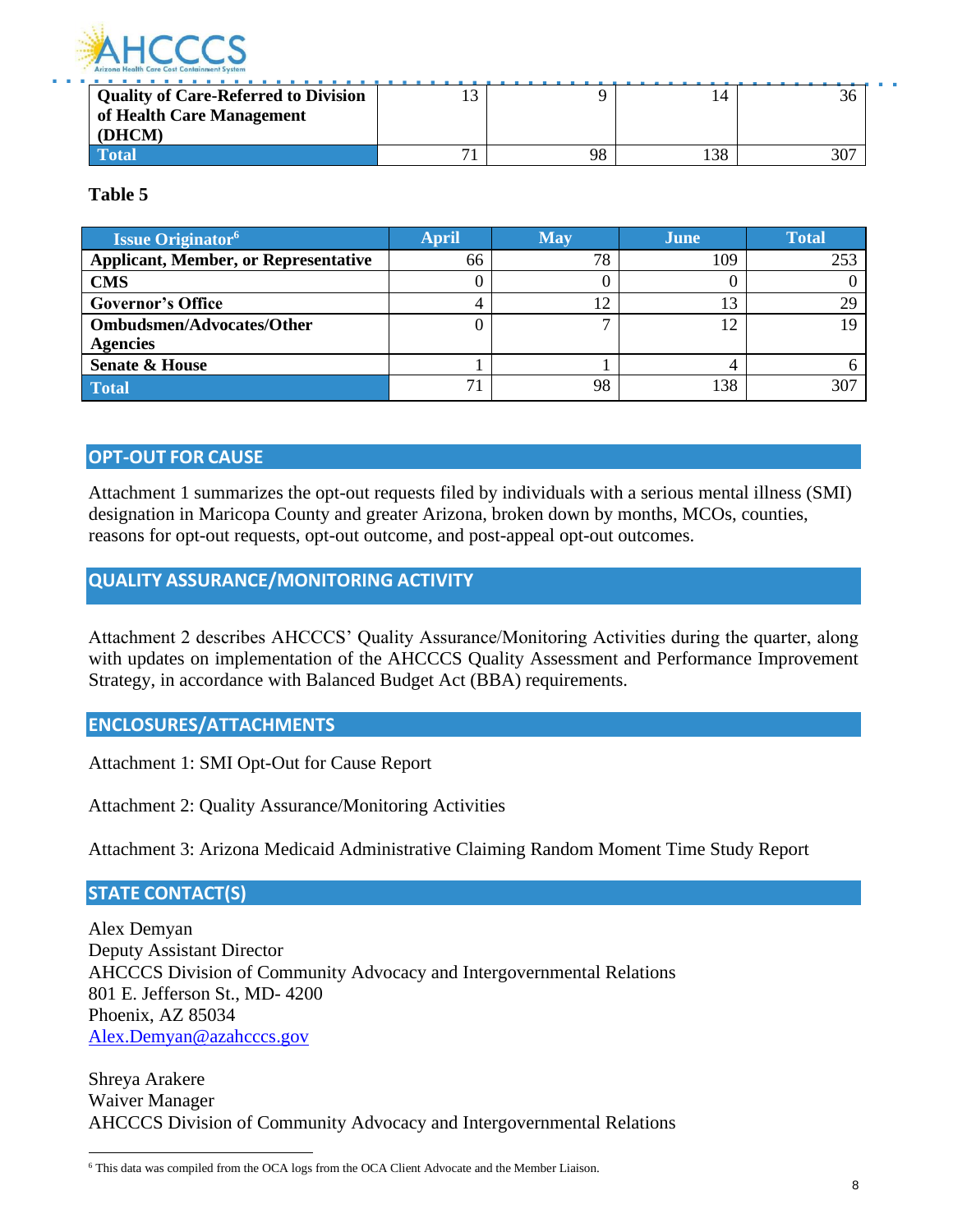| Quality of Care-Referred to Division of Health Care Management (DHCM) | 13 | 9 | 14 | 36 |
|---|---|---|---|---|
| **Total** | 71 | 98 | 138 | 307 |

**Table 5**

| Issue Originator[6] | April | May | June | Total |
|---|---|---|---|---|
| **Applicant, Member, or Representative** | 66 | 78 | 109 | 253 |
| **CMS** | 0 | 0 | 0 | 0 |
| **Governor's Office** | 4 | 12 | 13 | 29 |
| **Ombudsmen/Advocates/Other Agencies** | 0 | 7 | 12 | 19 |
| **Senate & House** | 1 | 1 | 4 | 6 |
| **Total** | 71 | 98 | 138 | 307 |

## OPT-OUT FOR CAUSE

Attachment 1 summarizes the opt-out requests filed by individuals with a serious mental illness (SMI) designation in Maricopa County and greater Arizona, broken down by months, MCOs, counties, reasons for opt-out requests, opt-out outcome, and post-appeal opt-out outcomes.

## QUALITY ASSURANCE/MONITORING ACTIVITY

Attachment 2 describes AHCCCS' Quality Assurance/Monitoring Activities during the quarter, along with updates on implementation of the AHCCCS Quality Assessment and Performance Improvement Strategy, in accordance with Balanced Budget Act (BBA) requirements.

## ENCLOSURES/ATTACHMENTS

Attachment 1: SMI Opt-Out for Cause Report

Attachment 2: Quality Assurance/Monitoring Activities

Attachment 3: Arizona Medicaid Administrative Claiming Random Moment Time Study Report

## STATE CONTACT(S)

Alex Demyan
Deputy Assistant Director
AHCCCS Division of Community Advocacy and Intergovernmental Relations
801 E. Jefferson St., MD- 4200
Phoenix, AZ 85034
[Alex.Demyan@azahcccs.gov](mailto:Alex.Demyan@azahcccs.gov)

Shreya Arakere
Waiver Manager
AHCCCS Division of Community Advocacy and Intergovernmental Relations

[6] This data was compiled from the OCA logs from the OCA Client Advocate and the Member Liaison.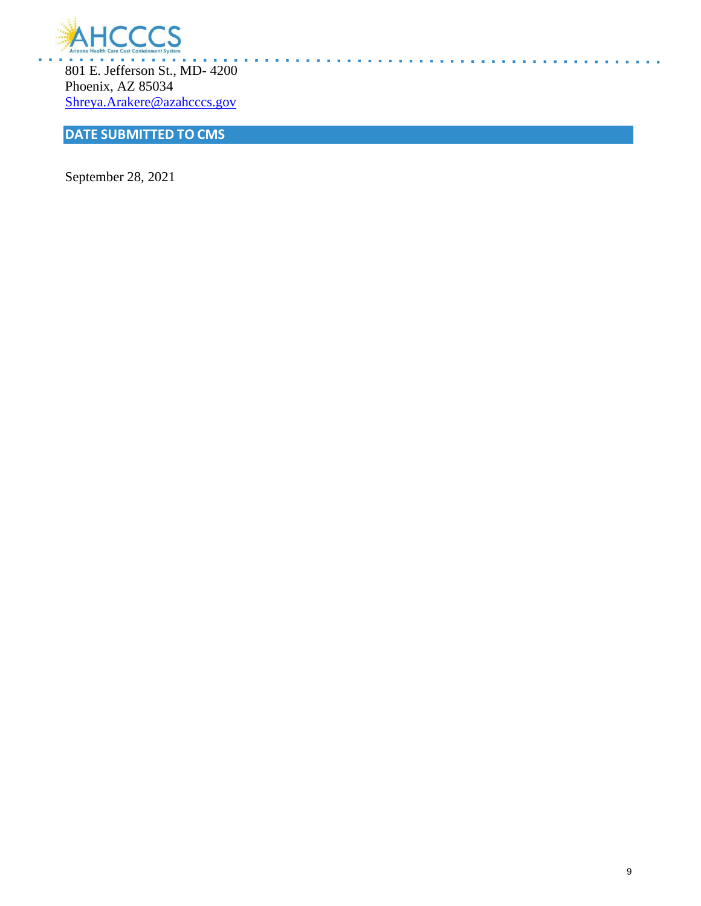801 E. Jefferson St., MD- 4200
Phoenix, AZ 85034
Shreya.Arakere@azahcccs.gov

## DATE SUBMITTED TO CMS

September 28, 2021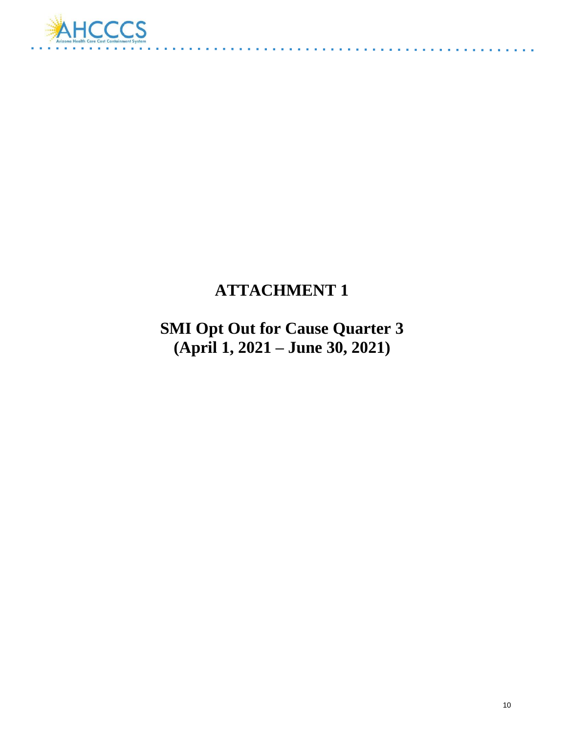# ATTACHMENT 1

## SMI Opt Out for Cause Quarter 3 (April 1, 2021 – June 30, 2021)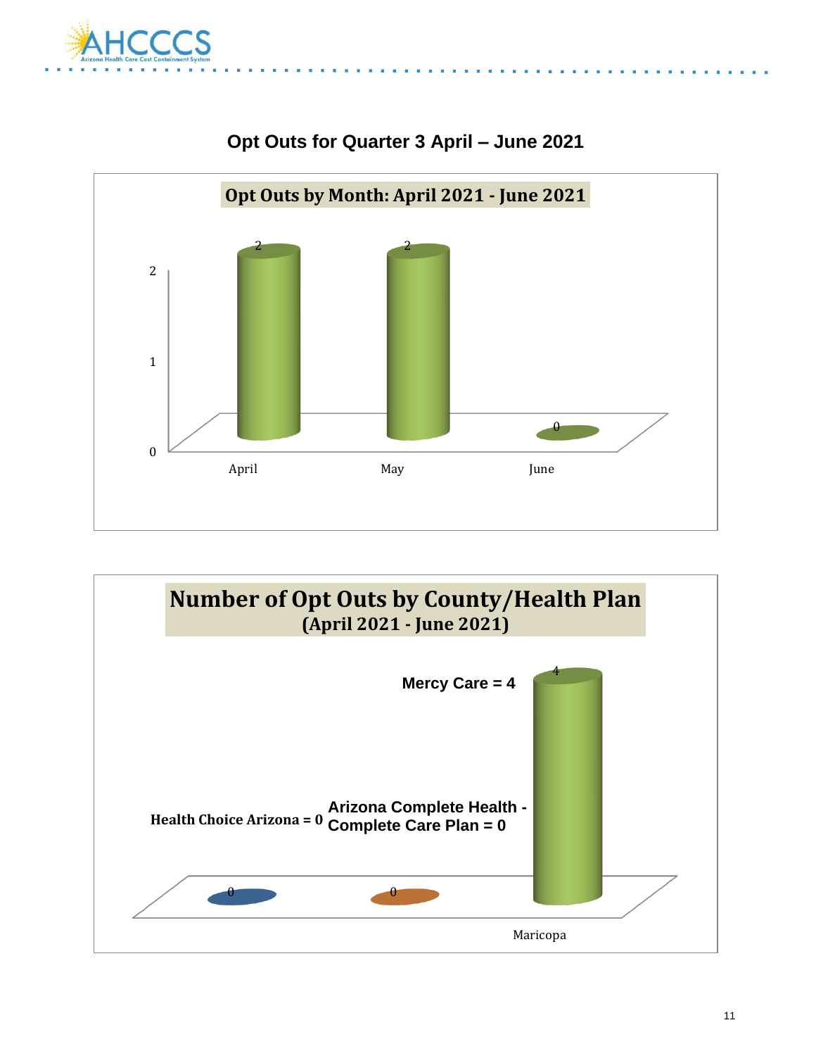## Opt Outs for Quarter 3 April – June 2021

**Opt Outs by Month: April 2021 - June 2021**

| Month | Opt Outs |
|---|---|
| April | 2 |
| May | 2 |
| June | 0 |

**Number of Opt Outs by County/Health Plan (April 2021 - June 2021)**

| County | Health Plan | Opt Outs |
|---|---|---|
| Maricopa | Health Choice Arizona | 0 |
| Maricopa | Arizona Complete Health - Complete Care Plan | 0 |
| Maricopa | Mercy Care | 4 |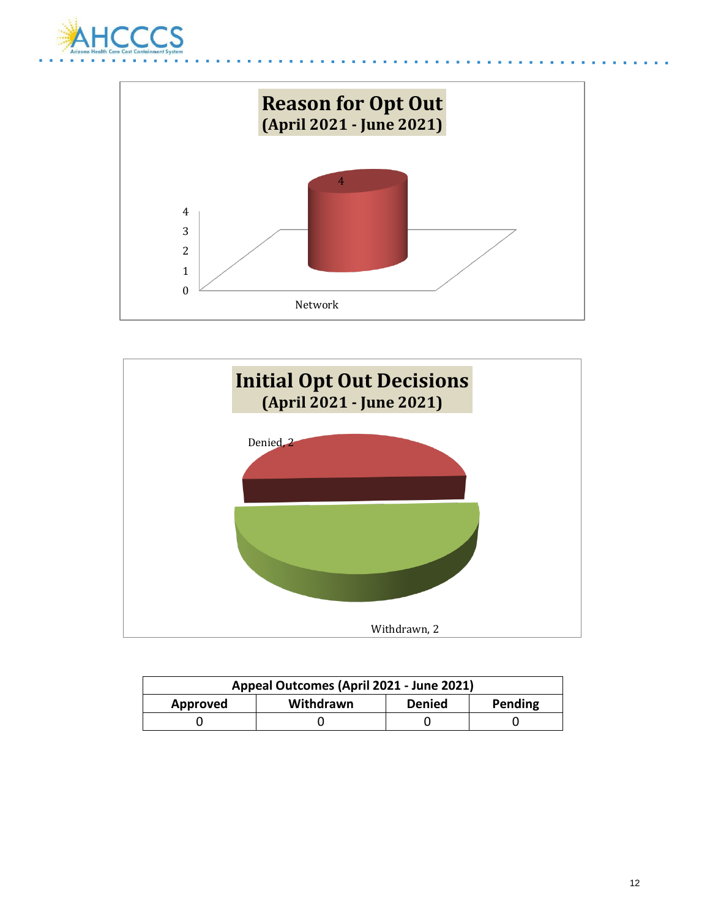## Reason for Opt Out (April 2021 - June 2021)

Network: 4

## Initial Opt Out Decisions (April 2021 - June 2021)

Denied, 2

Withdrawn, 2

| Appeal Outcomes (April 2021 - June 2021) | | | |
|---|---|---|---|
| Approved | Withdrawn | Denied | Pending |
| 0 | 0 | 0 | 0 |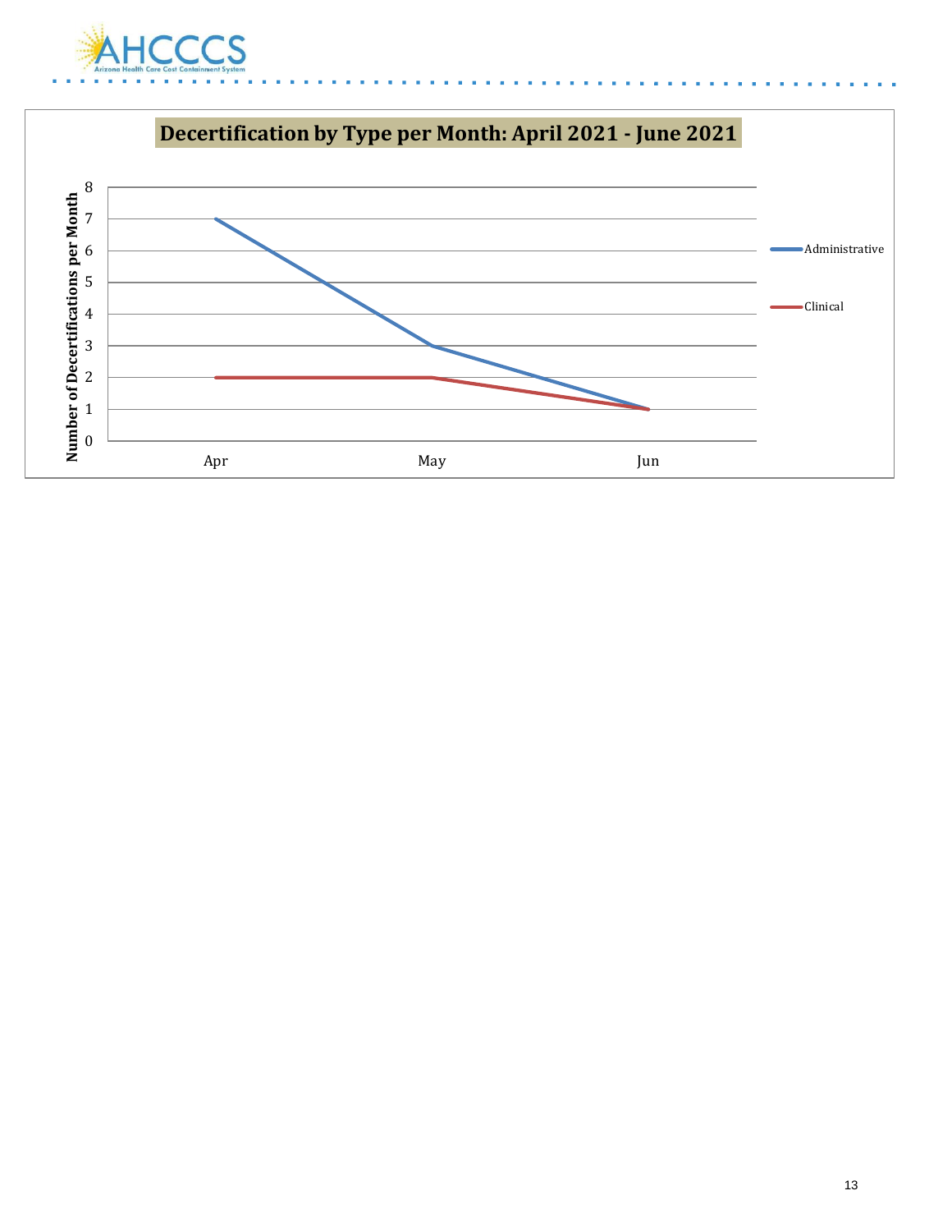## Decertification by Type per Month: April 2021 - June 2021

| Month | Administrative | Clinical |
| --- | --- | --- |
| Apr | 7 | 2 |
| May | 3 | 2 |
| Jun | 1 | 1 |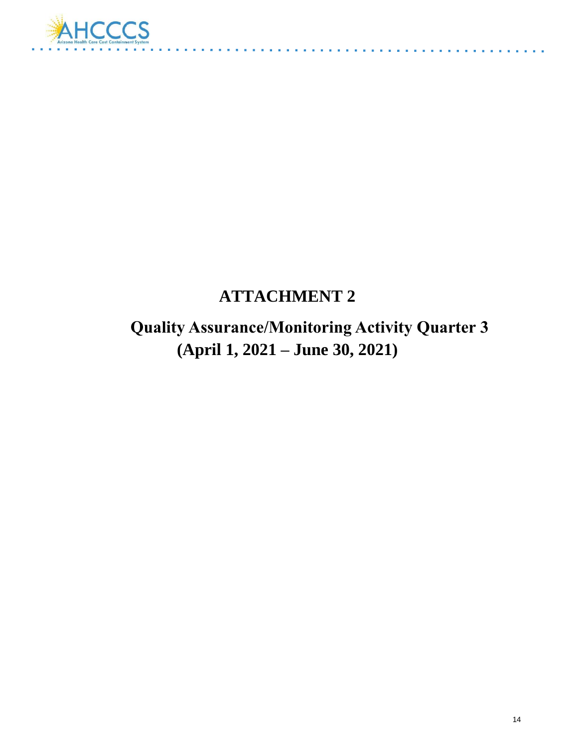# ATTACHMENT 2

## Quality Assurance/Monitoring Activity Quarter 3 (April 1, 2021 – June 30, 2021)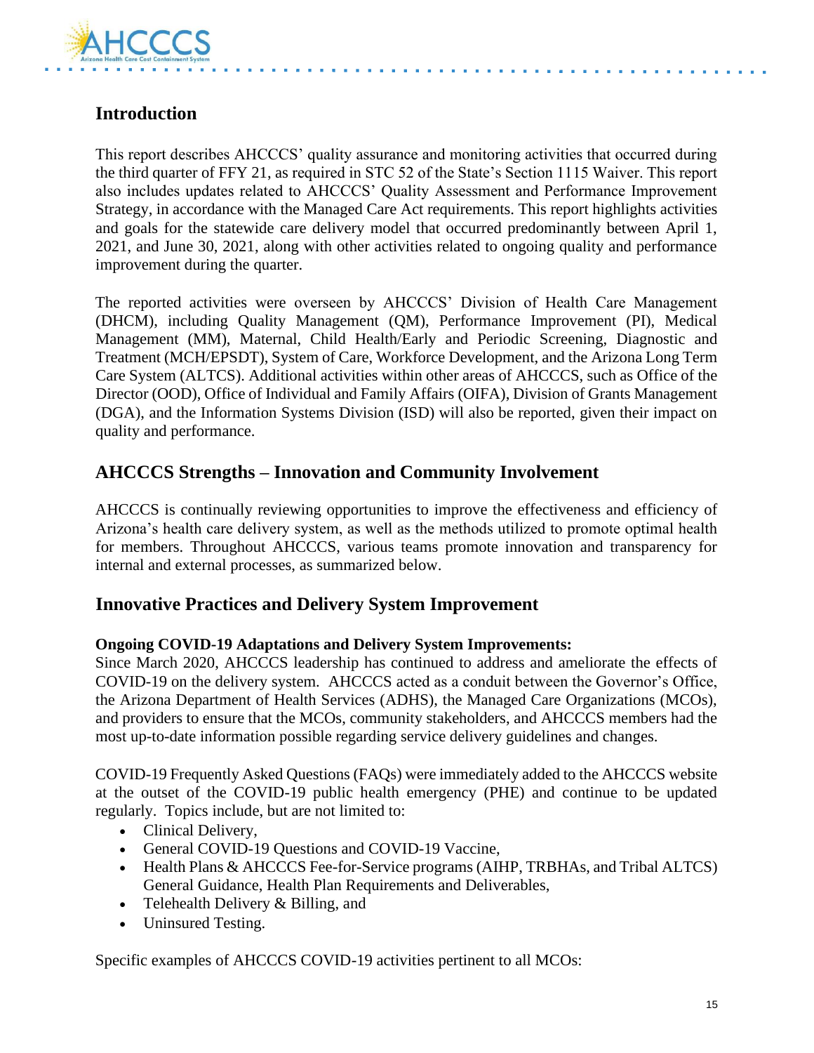## Introduction

This report describes AHCCCS' quality assurance and monitoring activities that occurred during the third quarter of FFY 21, as required in STC 52 of the State's Section 1115 Waiver. This report also includes updates related to AHCCCS' Quality Assessment and Performance Improvement Strategy, in accordance with the Managed Care Act requirements. This report highlights activities and goals for the statewide care delivery model that occurred predominantly between April 1, 2021, and June 30, 2021, along with other activities related to ongoing quality and performance improvement during the quarter.

The reported activities were overseen by AHCCCS' Division of Health Care Management (DHCM), including Quality Management (QM), Performance Improvement (PI), Medical Management (MM), Maternal, Child Health/Early and Periodic Screening, Diagnostic and Treatment (MCH/EPSDT), System of Care, Workforce Development, and the Arizona Long Term Care System (ALTCS). Additional activities within other areas of AHCCCS, such as Office of the Director (OOD), Office of Individual and Family Affairs (OIFA), Division of Grants Management (DGA), and the Information Systems Division (ISD) will also be reported, given their impact on quality and performance.

## AHCCCS Strengths – Innovation and Community Involvement

AHCCCS is continually reviewing opportunities to improve the effectiveness and efficiency of Arizona's health care delivery system, as well as the methods utilized to promote optimal health for members. Throughout AHCCCS, various teams promote innovation and transparency for internal and external processes, as summarized below.

## Innovative Practices and Delivery System Improvement

**Ongoing COVID-19 Adaptations and Delivery System Improvements:**
Since March 2020, AHCCCS leadership has continued to address and ameliorate the effects of COVID-19 on the delivery system. AHCCCS acted as a conduit between the Governor's Office, the Arizona Department of Health Services (ADHS), the Managed Care Organizations (MCOs), and providers to ensure that the MCOs, community stakeholders, and AHCCCS members had the most up-to-date information possible regarding service delivery guidelines and changes.

COVID-19 Frequently Asked Questions (FAQs) were immediately added to the AHCCCS website at the outset of the COVID-19 public health emergency (PHE) and continue to be updated regularly. Topics include, but are not limited to:

- Clinical Delivery,
- General COVID-19 Questions and COVID-19 Vaccine,
- Health Plans & AHCCCS Fee-for-Service programs (AIHP, TRBHAs, and Tribal ALTCS) General Guidance, Health Plan Requirements and Deliverables,
- Telehealth Delivery & Billing, and
- Uninsured Testing.

Specific examples of AHCCCS COVID-19 activities pertinent to all MCOs: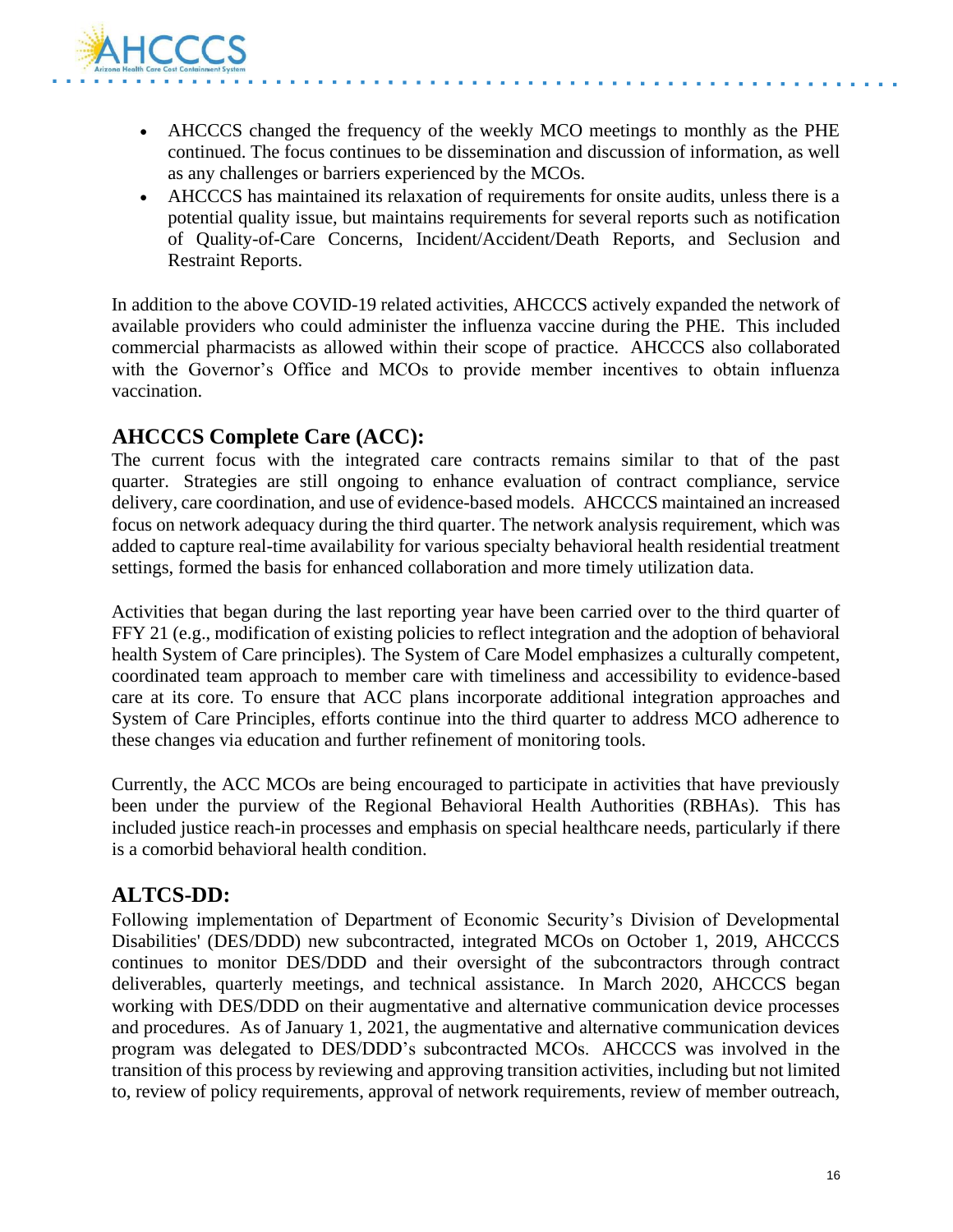- AHCCCS changed the frequency of the weekly MCO meetings to monthly as the PHE continued. The focus continues to be dissemination and discussion of information, as well as any challenges or barriers experienced by the MCOs.
- AHCCCS has maintained its relaxation of requirements for onsite audits, unless there is a potential quality issue, but maintains requirements for several reports such as notification of Quality-of-Care Concerns, Incident/Accident/Death Reports, and Seclusion and Restraint Reports.

In addition to the above COVID-19 related activities, AHCCCS actively expanded the network of available providers who could administer the influenza vaccine during the PHE. This included commercial pharmacists as allowed within their scope of practice. AHCCCS also collaborated with the Governor's Office and MCOs to provide member incentives to obtain influenza vaccination.

## AHCCCS Complete Care (ACC):

The current focus with the integrated care contracts remains similar to that of the past quarter. Strategies are still ongoing to enhance evaluation of contract compliance, service delivery, care coordination, and use of evidence-based models. AHCCCS maintained an increased focus on network adequacy during the third quarter. The network analysis requirement, which was added to capture real-time availability for various specialty behavioral health residential treatment settings, formed the basis for enhanced collaboration and more timely utilization data.

Activities that began during the last reporting year have been carried over to the third quarter of FFY 21 (e.g., modification of existing policies to reflect integration and the adoption of behavioral health System of Care principles). The System of Care Model emphasizes a culturally competent, coordinated team approach to member care with timeliness and accessibility to evidence-based care at its core. To ensure that ACC plans incorporate additional integration approaches and System of Care Principles, efforts continue into the third quarter to address MCO adherence to these changes via education and further refinement of monitoring tools.

Currently, the ACC MCOs are being encouraged to participate in activities that have previously been under the purview of the Regional Behavioral Health Authorities (RBHAs). This has included justice reach-in processes and emphasis on special healthcare needs, particularly if there is a comorbid behavioral health condition.

## ALTCS-DD:

Following implementation of Department of Economic Security's Division of Developmental Disabilities' (DES/DDD) new subcontracted, integrated MCOs on October 1, 2019, AHCCCS continues to monitor DES/DDD and their oversight of the subcontractors through contract deliverables, quarterly meetings, and technical assistance. In March 2020, AHCCCS began working with DES/DDD on their augmentative and alternative communication device processes and procedures. As of January 1, 2021, the augmentative and alternative communication devices program was delegated to DES/DDD's subcontracted MCOs. AHCCCS was involved in the transition of this process by reviewing and approving transition activities, including but not limited to, review of policy requirements, approval of network requirements, review of member outreach,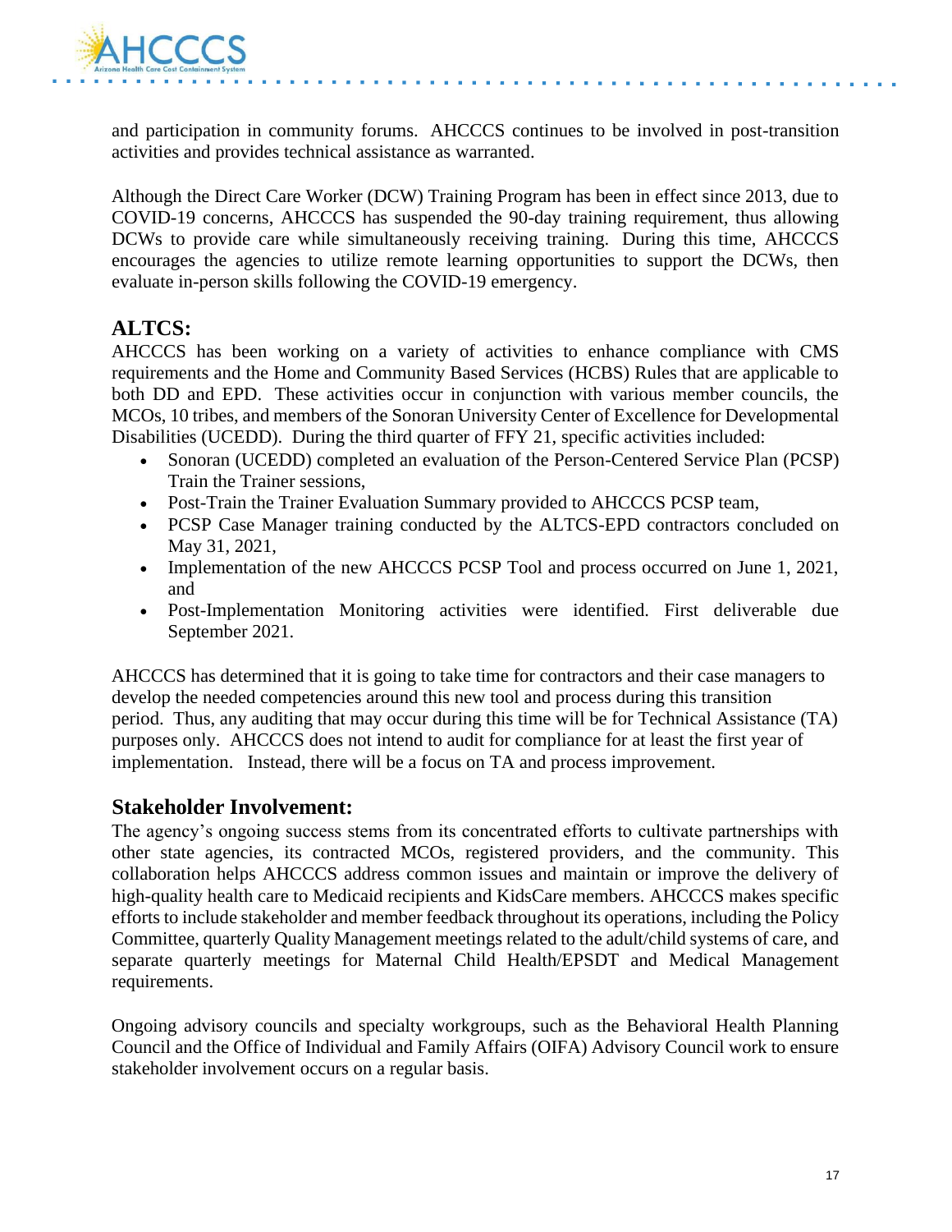and participation in community forums. AHCCCS continues to be involved in post-transition activities and provides technical assistance as warranted.

Although the Direct Care Worker (DCW) Training Program has been in effect since 2013, due to COVID-19 concerns, AHCCCS has suspended the 90-day training requirement, thus allowing DCWs to provide care while simultaneously receiving training. During this time, AHCCCS encourages the agencies to utilize remote learning opportunities to support the DCWs, then evaluate in-person skills following the COVID-19 emergency.

## ALTCS:

AHCCCS has been working on a variety of activities to enhance compliance with CMS requirements and the Home and Community Based Services (HCBS) Rules that are applicable to both DD and EPD. These activities occur in conjunction with various member councils, the MCOs, 10 tribes, and members of the Sonoran University Center of Excellence for Developmental Disabilities (UCEDD). During the third quarter of FFY 21, specific activities included:

- Sonoran (UCEDD) completed an evaluation of the Person-Centered Service Plan (PCSP) Train the Trainer sessions,
- Post-Train the Trainer Evaluation Summary provided to AHCCCS PCSP team,
- PCSP Case Manager training conducted by the ALTCS-EPD contractors concluded on May 31, 2021,
- Implementation of the new AHCCCS PCSP Tool and process occurred on June 1, 2021, and
- Post-Implementation Monitoring activities were identified. First deliverable due September 2021.

AHCCCS has determined that it is going to take time for contractors and their case managers to develop the needed competencies around this new tool and process during this transition period. Thus, any auditing that may occur during this time will be for Technical Assistance (TA) purposes only. AHCCCS does not intend to audit for compliance for at least the first year of implementation. Instead, there will be a focus on TA and process improvement.

## Stakeholder Involvement:

The agency's ongoing success stems from its concentrated efforts to cultivate partnerships with other state agencies, its contracted MCOs, registered providers, and the community. This collaboration helps AHCCCS address common issues and maintain or improve the delivery of high-quality health care to Medicaid recipients and KidsCare members. AHCCCS makes specific efforts to include stakeholder and member feedback throughout its operations, including the Policy Committee, quarterly Quality Management meetings related to the adult/child systems of care, and separate quarterly meetings for Maternal Child Health/EPSDT and Medical Management requirements.

Ongoing advisory councils and specialty workgroups, such as the Behavioral Health Planning Council and the Office of Individual and Family Affairs (OIFA) Advisory Council work to ensure stakeholder involvement occurs on a regular basis.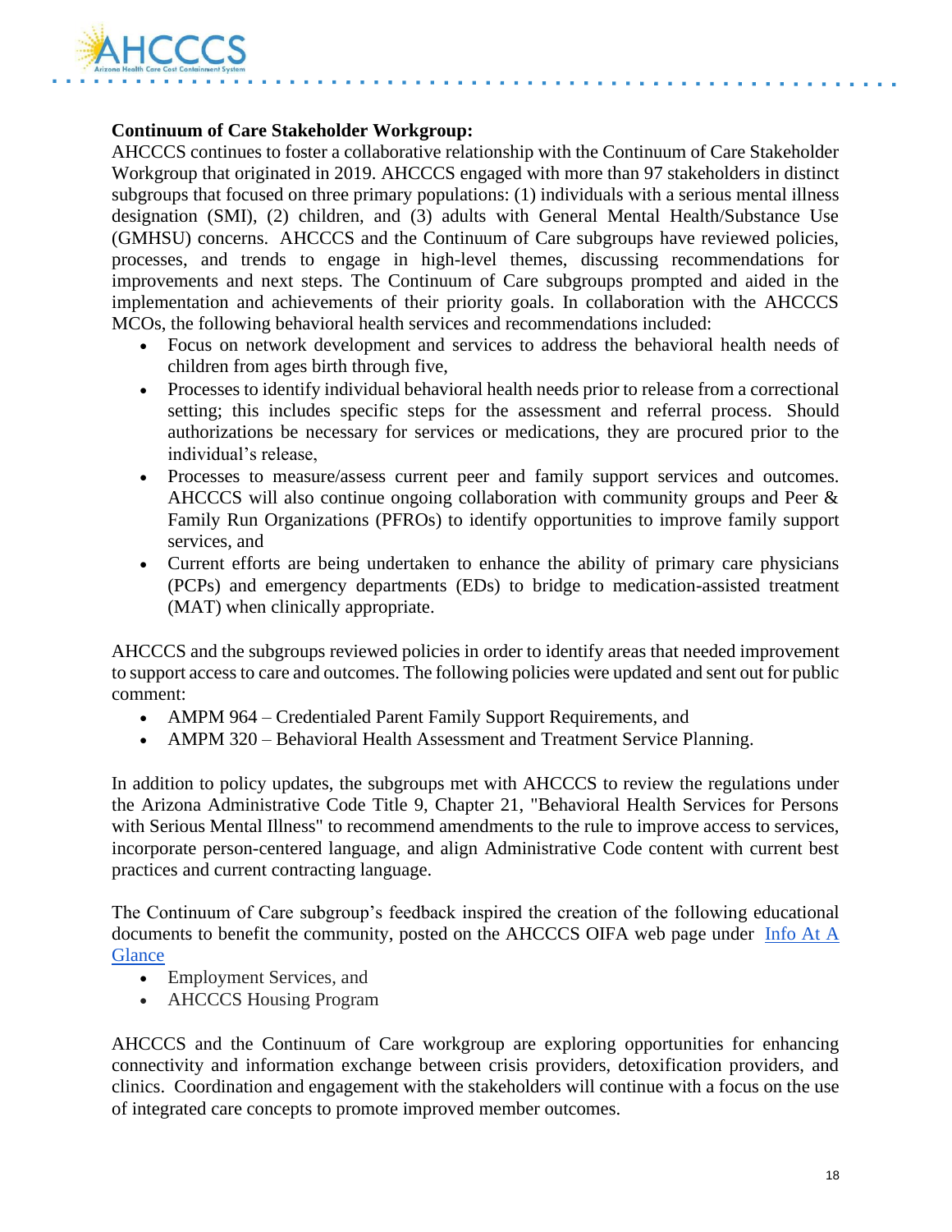**Continuum of Care Stakeholder Workgroup:**
AHCCCS continues to foster a collaborative relationship with the Continuum of Care Stakeholder Workgroup that originated in 2019. AHCCCS engaged with more than 97 stakeholders in distinct subgroups that focused on three primary populations: (1) individuals with a serious mental illness designation (SMI), (2) children, and (3) adults with General Mental Health/Substance Use (GMHSU) concerns. AHCCCS and the Continuum of Care subgroups have reviewed policies, processes, and trends to engage in high-level themes, discussing recommendations for improvements and next steps. The Continuum of Care subgroups prompted and aided in the implementation and achievements of their priority goals. In collaboration with the AHCCCS MCOs, the following behavioral health services and recommendations included:

- Focus on network development and services to address the behavioral health needs of children from ages birth through five,
- Processes to identify individual behavioral health needs prior to release from a correctional setting; this includes specific steps for the assessment and referral process. Should authorizations be necessary for services or medications, they are procured prior to the individual's release,
- Processes to measure/assess current peer and family support services and outcomes. AHCCCS will also continue ongoing collaboration with community groups and Peer & Family Run Organizations (PFROs) to identify opportunities to improve family support services, and
- Current efforts are being undertaken to enhance the ability of primary care physicians (PCPs) and emergency departments (EDs) to bridge to medication-assisted treatment (MAT) when clinically appropriate.

AHCCCS and the subgroups reviewed policies in order to identify areas that needed improvement to support access to care and outcomes. The following policies were updated and sent out for public comment:

- AMPM 964 – Credentialed Parent Family Support Requirements, and
- AMPM 320 – Behavioral Health Assessment and Treatment Service Planning.

In addition to policy updates, the subgroups met with AHCCCS to review the regulations under the Arizona Administrative Code Title 9, Chapter 21, "Behavioral Health Services for Persons with Serious Mental Illness" to recommend amendments to the rule to improve access to services, incorporate person-centered language, and align Administrative Code content with current best practices and current contracting language.

The Continuum of Care subgroup's feedback inspired the creation of the following educational documents to benefit the community, posted on the AHCCCS OIFA web page under [Info At A Glance]

- Employment Services, and
- AHCCCS Housing Program

AHCCCS and the Continuum of Care workgroup are exploring opportunities for enhancing connectivity and information exchange between crisis providers, detoxification providers, and clinics. Coordination and engagement with the stakeholders will continue with a focus on the use of integrated care concepts to promote improved member outcomes.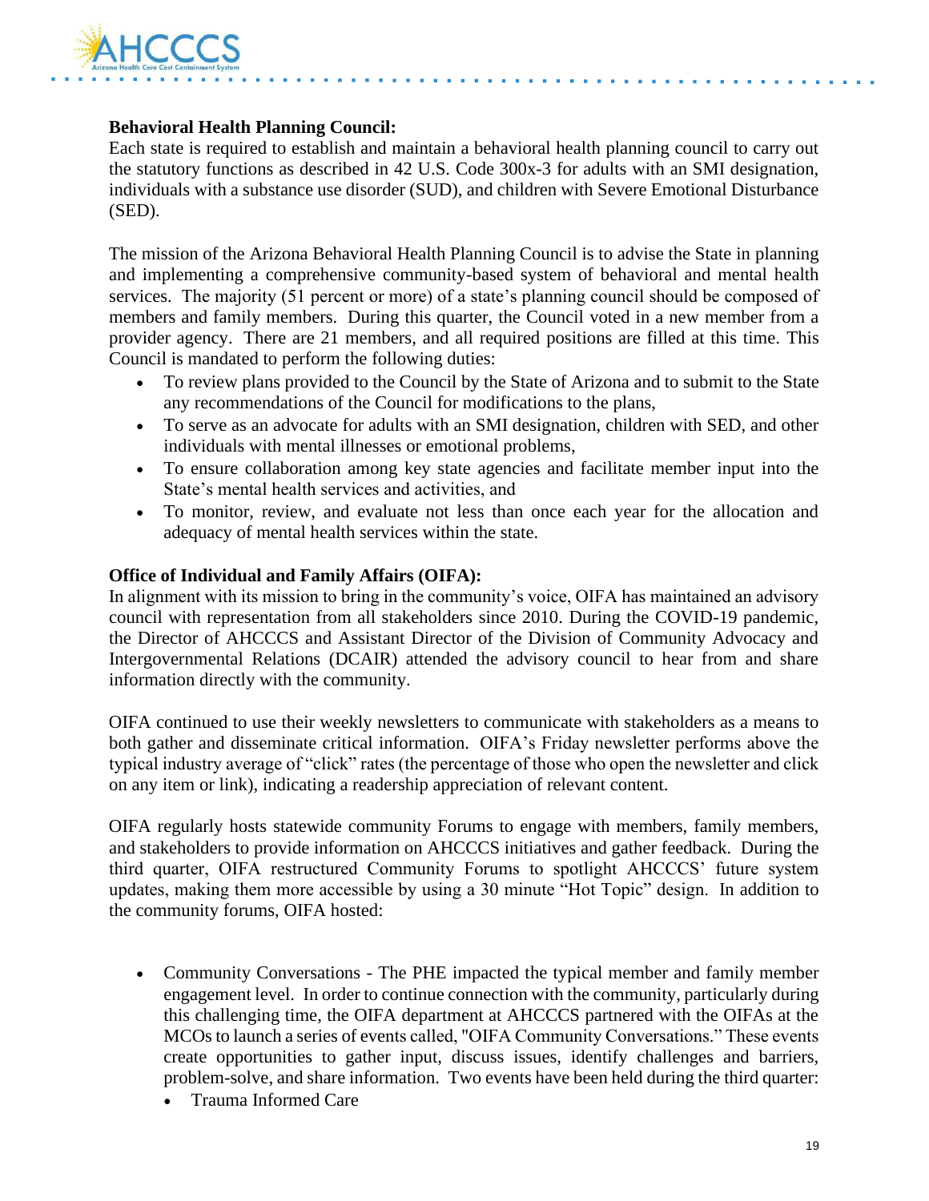**Behavioral Health Planning Council:**
Each state is required to establish and maintain a behavioral health planning council to carry out the statutory functions as described in 42 U.S. Code 300x-3 for adults with an SMI designation, individuals with a substance use disorder (SUD), and children with Severe Emotional Disturbance (SED).

The mission of the Arizona Behavioral Health Planning Council is to advise the State in planning and implementing a comprehensive community-based system of behavioral and mental health services. The majority (51 percent or more) of a state's planning council should be composed of members and family members. During this quarter, the Council voted in a new member from a provider agency. There are 21 members, and all required positions are filled at this time. This Council is mandated to perform the following duties:

- To review plans provided to the Council by the State of Arizona and to submit to the State any recommendations of the Council for modifications to the plans,
- To serve as an advocate for adults with an SMI designation, children with SED, and other individuals with mental illnesses or emotional problems,
- To ensure collaboration among key state agencies and facilitate member input into the State's mental health services and activities, and
- To monitor, review, and evaluate not less than once each year for the allocation and adequacy of mental health services within the state.

**Office of Individual and Family Affairs (OIFA):**
In alignment with its mission to bring in the community's voice, OIFA has maintained an advisory council with representation from all stakeholders since 2010. During the COVID-19 pandemic, the Director of AHCCCS and Assistant Director of the Division of Community Advocacy and Intergovernmental Relations (DCAIR) attended the advisory council to hear from and share information directly with the community.

OIFA continued to use their weekly newsletters to communicate with stakeholders as a means to both gather and disseminate critical information. OIFA's Friday newsletter performs above the typical industry average of "click" rates (the percentage of those who open the newsletter and click on any item or link), indicating a readership appreciation of relevant content.

OIFA regularly hosts statewide community Forums to engage with members, family members, and stakeholders to provide information on AHCCCS initiatives and gather feedback. During the third quarter, OIFA restructured Community Forums to spotlight AHCCCS' future system updates, making them more accessible by using a 30 minute "Hot Topic" design. In addition to the community forums, OIFA hosted:

- Community Conversations - The PHE impacted the typical member and family member engagement level. In order to continue connection with the community, particularly during this challenging time, the OIFA department at AHCCCS partnered with the OIFAs at the MCOs to launch a series of events called, "OIFA Community Conversations." These events create opportunities to gather input, discuss issues, identify challenges and barriers, problem-solve, and share information. Two events have been held during the third quarter:
  - Trauma Informed Care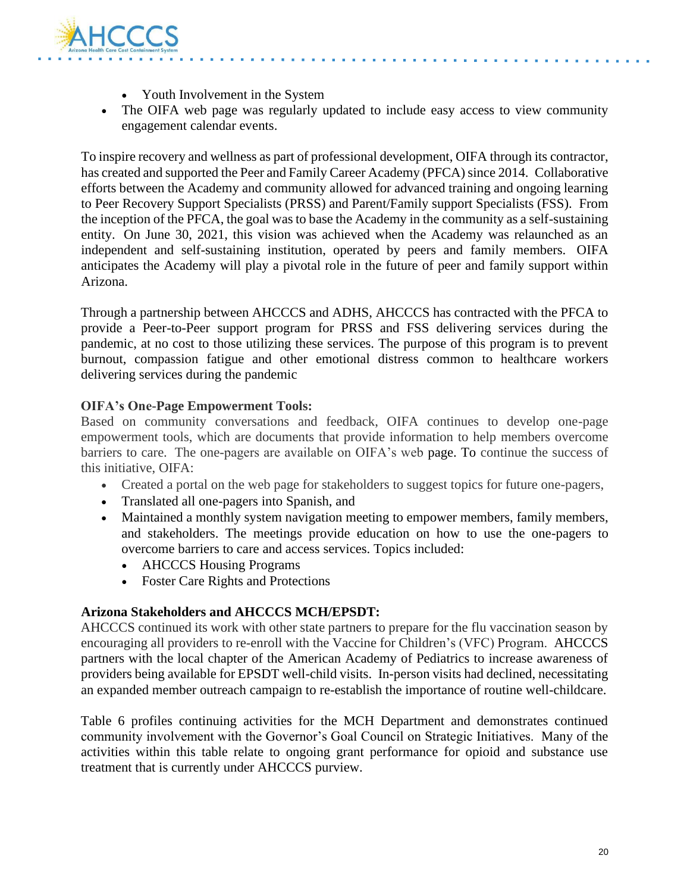- Youth Involvement in the System
- The OIFA web page was regularly updated to include easy access to view community engagement calendar events.

To inspire recovery and wellness as part of professional development, OIFA through its contractor, has created and supported the Peer and Family Career Academy (PFCA) since 2014. Collaborative efforts between the Academy and community allowed for advanced training and ongoing learning to Peer Recovery Support Specialists (PRSS) and Parent/Family support Specialists (FSS). From the inception of the PFCA, the goal was to base the Academy in the community as a self-sustaining entity. On June 30, 2021, this vision was achieved when the Academy was relaunched as an independent and self-sustaining institution, operated by peers and family members. OIFA anticipates the Academy will play a pivotal role in the future of peer and family support within Arizona.

Through a partnership between AHCCCS and ADHS, AHCCCS has contracted with the PFCA to provide a Peer-to-Peer support program for PRSS and FSS delivering services during the pandemic, at no cost to those utilizing these services. The purpose of this program is to prevent burnout, compassion fatigue and other emotional distress common to healthcare workers delivering services during the pandemic

**OIFA's One-Page Empowerment Tools:**
Based on community conversations and feedback, OIFA continues to develop one-page empowerment tools, which are documents that provide information to help members overcome barriers to care. The one-pagers are available on OIFA's web page. To continue the success of this initiative, OIFA:

- Created a portal on the web page for stakeholders to suggest topics for future one-pagers,
- Translated all one-pagers into Spanish, and
- Maintained a monthly system navigation meeting to empower members, family members, and stakeholders. The meetings provide education on how to use the one-pagers to overcome barriers to care and access services. Topics included:
  - AHCCCS Housing Programs
  - Foster Care Rights and Protections

**Arizona Stakeholders and AHCCCS MCH/EPSDT:**
AHCCCS continued its work with other state partners to prepare for the flu vaccination season by encouraging all providers to re-enroll with the Vaccine for Children's (VFC) Program. AHCCCS partners with the local chapter of the American Academy of Pediatrics to increase awareness of providers being available for EPSDT well-child visits. In-person visits had declined, necessitating an expanded member outreach campaign to re-establish the importance of routine well-childcare.

Table 6 profiles continuing activities for the MCH Department and demonstrates continued community involvement with the Governor's Goal Council on Strategic Initiatives. Many of the activities within this table relate to ongoing grant performance for opioid and substance use treatment that is currently under AHCCCS purview.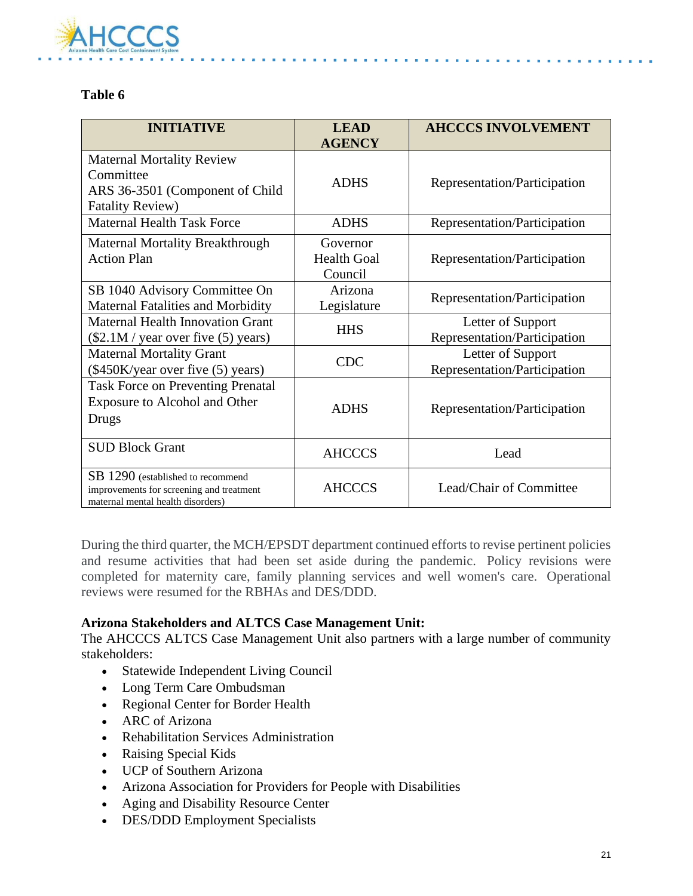**Table 6**

| INITIATIVE | LEAD AGENCY | AHCCCS INVOLVEMENT |
|---|---|---|
| Maternal Mortality Review Committee ARS 36-3501 (Component of Child Fatality Review) | ADHS | Representation/Participation |
| Maternal Health Task Force | ADHS | Representation/Participation |
| Maternal Mortality Breakthrough Action Plan | Governor Health Goal Council | Representation/Participation |
| SB 1040 Advisory Committee On Maternal Fatalities and Morbidity | Arizona Legislature | Representation/Participation |
| Maternal Health Innovation Grant ($2.1M / year over five (5) years) | HHS | Letter of Support Representation/Participation |
| Maternal Mortality Grant ($450K/year over five (5) years) | CDC | Letter of Support Representation/Participation |
| Task Force on Preventing Prenatal Exposure to Alcohol and Other Drugs | ADHS | Representation/Participation |
| SUD Block Grant | AHCCCS | Lead |
| SB 1290 (established to recommend improvements for screening and treatment maternal mental health disorders) | AHCCCS | Lead/Chair of Committee |

During the third quarter, the MCH/EPSDT department continued efforts to revise pertinent policies and resume activities that had been set aside during the pandemic. Policy revisions were completed for maternity care, family planning services and well women's care. Operational reviews were resumed for the RBHAs and DES/DDD.

**Arizona Stakeholders and ALTCS Case Management Unit:**

The AHCCCS ALTCS Case Management Unit also partners with a large number of community stakeholders:

- Statewide Independent Living Council
- Long Term Care Ombudsman
- Regional Center for Border Health
- ARC of Arizona
- Rehabilitation Services Administration
- Raising Special Kids
- UCP of Southern Arizona
- Arizona Association for Providers for People with Disabilities
- Aging and Disability Resource Center
- DES/DDD Employment Specialists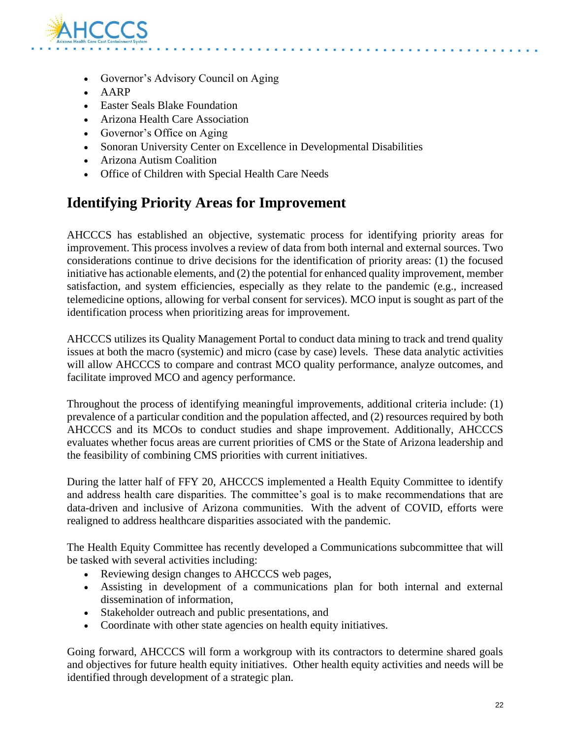- Governor's Advisory Council on Aging
- AARP
- Easter Seals Blake Foundation
- Arizona Health Care Association
- Governor's Office on Aging
- Sonoran University Center on Excellence in Developmental Disabilities
- Arizona Autism Coalition
- Office of Children with Special Health Care Needs

## Identifying Priority Areas for Improvement

AHCCCS has established an objective, systematic process for identifying priority areas for improvement. This process involves a review of data from both internal and external sources. Two considerations continue to drive decisions for the identification of priority areas: (1) the focused initiative has actionable elements, and (2) the potential for enhanced quality improvement, member satisfaction, and system efficiencies, especially as they relate to the pandemic (e.g., increased telemedicine options, allowing for verbal consent for services). MCO input is sought as part of the identification process when prioritizing areas for improvement.

AHCCCS utilizes its Quality Management Portal to conduct data mining to track and trend quality issues at both the macro (systemic) and micro (case by case) levels. These data analytic activities will allow AHCCCS to compare and contrast MCO quality performance, analyze outcomes, and facilitate improved MCO and agency performance.

Throughout the process of identifying meaningful improvements, additional criteria include: (1) prevalence of a particular condition and the population affected, and (2) resources required by both AHCCCS and its MCOs to conduct studies and shape improvement. Additionally, AHCCCS evaluates whether focus areas are current priorities of CMS or the State of Arizona leadership and the feasibility of combining CMS priorities with current initiatives.

During the latter half of FFY 20, AHCCCS implemented a Health Equity Committee to identify and address health care disparities. The committee's goal is to make recommendations that are data-driven and inclusive of Arizona communities. With the advent of COVID, efforts were realigned to address healthcare disparities associated with the pandemic.

The Health Equity Committee has recently developed a Communications subcommittee that will be tasked with several activities including:

- Reviewing design changes to AHCCCS web pages,
- Assisting in development of a communications plan for both internal and external dissemination of information,
- Stakeholder outreach and public presentations, and
- Coordinate with other state agencies on health equity initiatives.

Going forward, AHCCCS will form a workgroup with its contractors to determine shared goals and objectives for future health equity initiatives. Other health equity activities and needs will be identified through development of a strategic plan.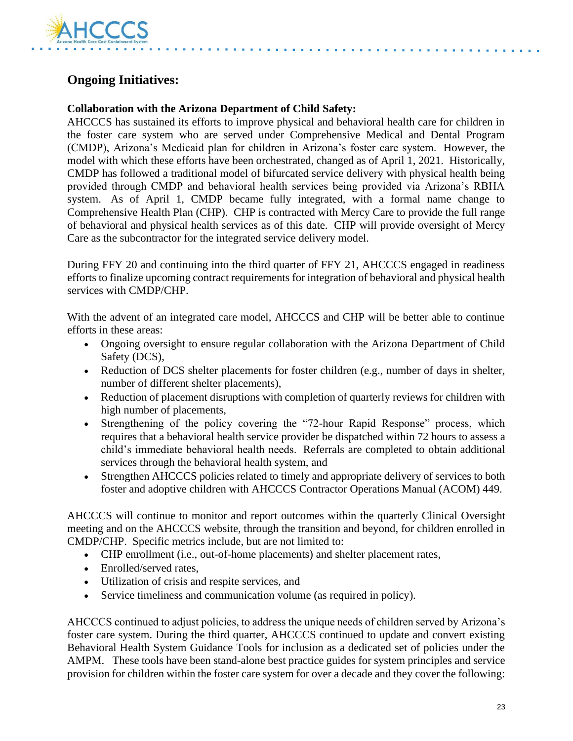## Ongoing Initiatives:

**Collaboration with the Arizona Department of Child Safety:**

AHCCCS has sustained its efforts to improve physical and behavioral health care for children in the foster care system who are served under Comprehensive Medical and Dental Program (CMDP), Arizona's Medicaid plan for children in Arizona's foster care system. However, the model with which these efforts have been orchestrated, changed as of April 1, 2021. Historically, CMDP has followed a traditional model of bifurcated service delivery with physical health being provided through CMDP and behavioral health services being provided via Arizona's RBHA system. As of April 1, CMDP became fully integrated, with a formal name change to Comprehensive Health Plan (CHP). CHP is contracted with Mercy Care to provide the full range of behavioral and physical health services as of this date. CHP will provide oversight of Mercy Care as the subcontractor for the integrated service delivery model.

During FFY 20 and continuing into the third quarter of FFY 21, AHCCCS engaged in readiness efforts to finalize upcoming contract requirements for integration of behavioral and physical health services with CMDP/CHP.

With the advent of an integrated care model, AHCCCS and CHP will be better able to continue efforts in these areas:

- Ongoing oversight to ensure regular collaboration with the Arizona Department of Child Safety (DCS),
- Reduction of DCS shelter placements for foster children (e.g., number of days in shelter, number of different shelter placements),
- Reduction of placement disruptions with completion of quarterly reviews for children with high number of placements,
- Strengthening of the policy covering the "72-hour Rapid Response" process, which requires that a behavioral health service provider be dispatched within 72 hours to assess a child's immediate behavioral health needs. Referrals are completed to obtain additional services through the behavioral health system, and
- Strengthen AHCCCS policies related to timely and appropriate delivery of services to both foster and adoptive children with AHCCCS Contractor Operations Manual (ACOM) 449.

AHCCCS will continue to monitor and report outcomes within the quarterly Clinical Oversight meeting and on the AHCCCS website, through the transition and beyond, for children enrolled in CMDP/CHP. Specific metrics include, but are not limited to:

- CHP enrollment (i.e., out-of-home placements) and shelter placement rates,
- Enrolled/served rates,
- Utilization of crisis and respite services, and
- Service timeliness and communication volume (as required in policy).

AHCCCS continued to adjust policies, to address the unique needs of children served by Arizona's foster care system. During the third quarter, AHCCCS continued to update and convert existing Behavioral Health System Guidance Tools for inclusion as a dedicated set of policies under the AMPM. These tools have been stand-alone best practice guides for system principles and service provision for children within the foster care system for over a decade and they cover the following: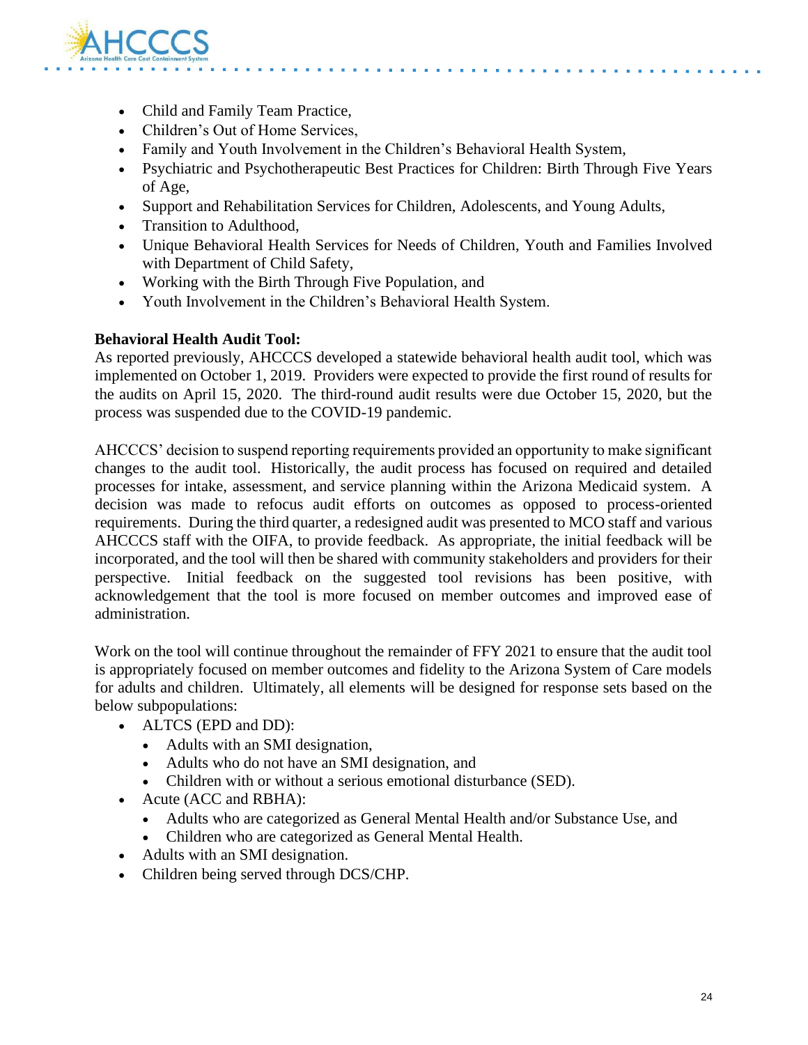- Child and Family Team Practice,
- Children's Out of Home Services,
- Family and Youth Involvement in the Children's Behavioral Health System,
- Psychiatric and Psychotherapeutic Best Practices for Children: Birth Through Five Years of Age,
- Support and Rehabilitation Services for Children, Adolescents, and Young Adults,
- Transition to Adulthood,
- Unique Behavioral Health Services for Needs of Children, Youth and Families Involved with Department of Child Safety,
- Working with the Birth Through Five Population, and
- Youth Involvement in the Children's Behavioral Health System.

**Behavioral Health Audit Tool:**
As reported previously, AHCCCS developed a statewide behavioral health audit tool, which was implemented on October 1, 2019. Providers were expected to provide the first round of results for the audits on April 15, 2020. The third-round audit results were due October 15, 2020, but the process was suspended due to the COVID-19 pandemic.

AHCCCS' decision to suspend reporting requirements provided an opportunity to make significant changes to the audit tool. Historically, the audit process has focused on required and detailed processes for intake, assessment, and service planning within the Arizona Medicaid system. A decision was made to refocus audit efforts on outcomes as opposed to process-oriented requirements. During the third quarter, a redesigned audit was presented to MCO staff and various AHCCCS staff with the OIFA, to provide feedback. As appropriate, the initial feedback will be incorporated, and the tool will then be shared with community stakeholders and providers for their perspective. Initial feedback on the suggested tool revisions has been positive, with acknowledgement that the tool is more focused on member outcomes and improved ease of administration.

Work on the tool will continue throughout the remainder of FFY 2021 to ensure that the audit tool is appropriately focused on member outcomes and fidelity to the Arizona System of Care models for adults and children. Ultimately, all elements will be designed for response sets based on the below subpopulations:

- ALTCS (EPD and DD):
  - Adults with an SMI designation,
  - Adults who do not have an SMI designation, and
  - Children with or without a serious emotional disturbance (SED).
- Acute (ACC and RBHA):
  - Adults who are categorized as General Mental Health and/or Substance Use, and
  - Children who are categorized as General Mental Health.
- Adults with an SMI designation.
- Children being served through DCS/CHP.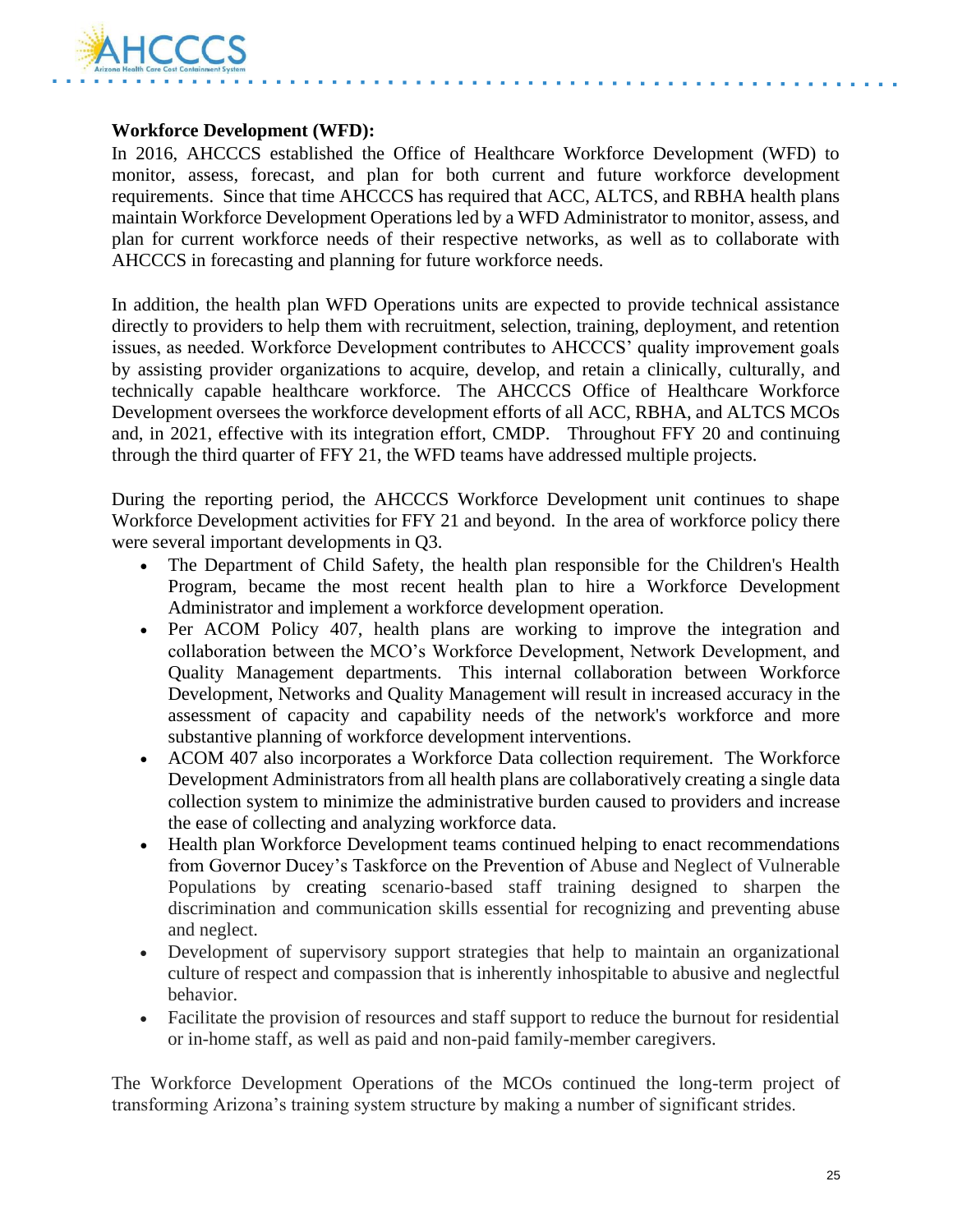**Workforce Development (WFD):**

In 2016, AHCCCS established the Office of Healthcare Workforce Development (WFD) to monitor, assess, forecast, and plan for both current and future workforce development requirements. Since that time AHCCCS has required that ACC, ALTCS, and RBHA health plans maintain Workforce Development Operations led by a WFD Administrator to monitor, assess, and plan for current workforce needs of their respective networks, as well as to collaborate with AHCCCS in forecasting and planning for future workforce needs.

In addition, the health plan WFD Operations units are expected to provide technical assistance directly to providers to help them with recruitment, selection, training, deployment, and retention issues, as needed. Workforce Development contributes to AHCCCS' quality improvement goals by assisting provider organizations to acquire, develop, and retain a clinically, culturally, and technically capable healthcare workforce. The AHCCCS Office of Healthcare Workforce Development oversees the workforce development efforts of all ACC, RBHA, and ALTCS MCOs and, in 2021, effective with its integration effort, CMDP. Throughout FFY 20 and continuing through the third quarter of FFY 21, the WFD teams have addressed multiple projects.

During the reporting period, the AHCCCS Workforce Development unit continues to shape Workforce Development activities for FFY 21 and beyond. In the area of workforce policy there were several important developments in Q3.

- The Department of Child Safety, the health plan responsible for the Children's Health Program, became the most recent health plan to hire a Workforce Development Administrator and implement a workforce development operation.
- Per ACOM Policy 407, health plans are working to improve the integration and collaboration between the MCO's Workforce Development, Network Development, and Quality Management departments. This internal collaboration between Workforce Development, Networks and Quality Management will result in increased accuracy in the assessment of capacity and capability needs of the network's workforce and more substantive planning of workforce development interventions.
- ACOM 407 also incorporates a Workforce Data collection requirement. The Workforce Development Administrators from all health plans are collaboratively creating a single data collection system to minimize the administrative burden caused to providers and increase the ease of collecting and analyzing workforce data.
- Health plan Workforce Development teams continued helping to enact recommendations from Governor Ducey's Taskforce on the Prevention of Abuse and Neglect of Vulnerable Populations by creating scenario-based staff training designed to sharpen the discrimination and communication skills essential for recognizing and preventing abuse and neglect.
- Development of supervisory support strategies that help to maintain an organizational culture of respect and compassion that is inherently inhospitable to abusive and neglectful behavior.
- Facilitate the provision of resources and staff support to reduce the burnout for residential or in-home staff, as well as paid and non-paid family-member caregivers.

The Workforce Development Operations of the MCOs continued the long-term project of transforming Arizona's training system structure by making a number of significant strides.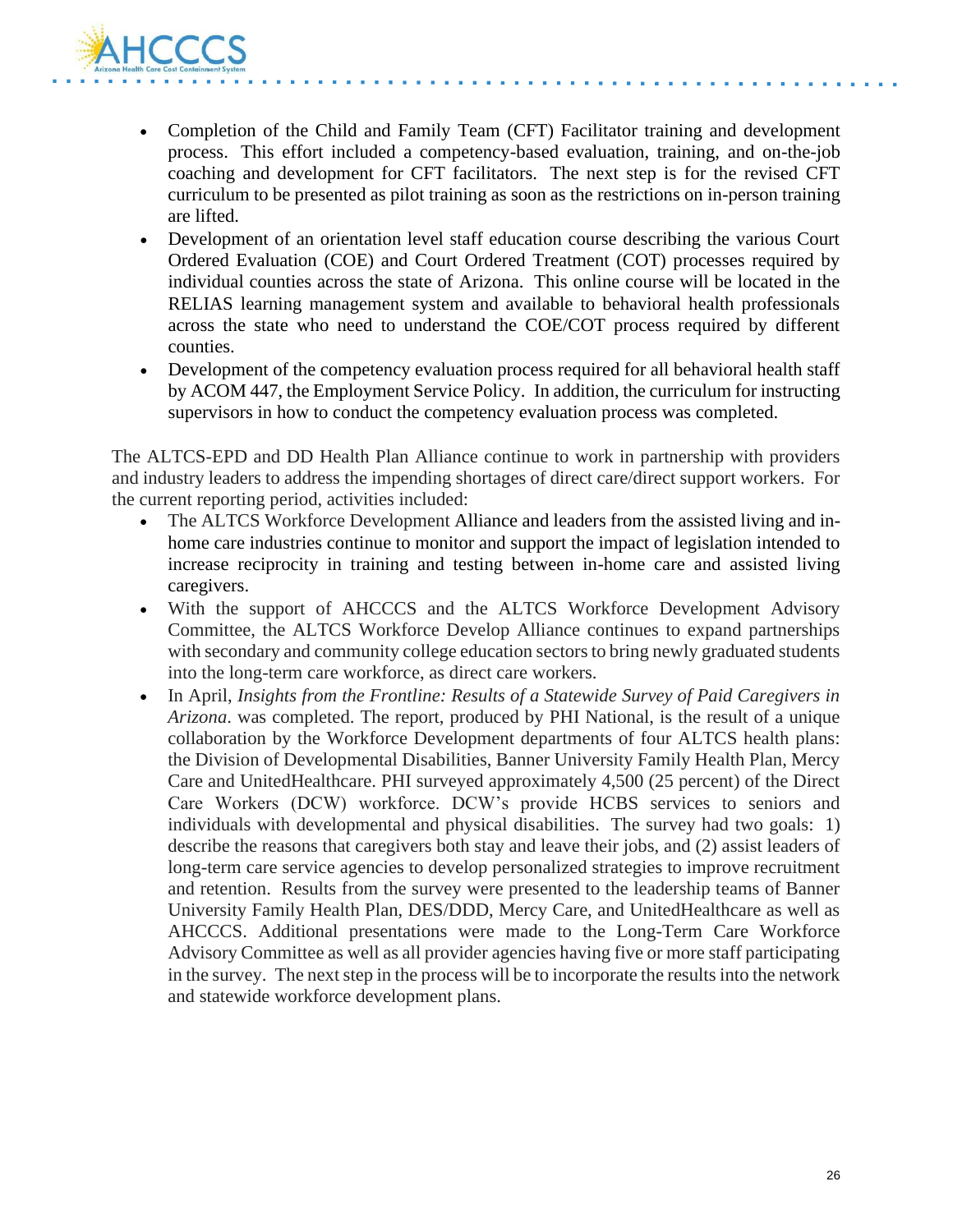- Completion of the Child and Family Team (CFT) Facilitator training and development process. This effort included a competency-based evaluation, training, and on-the-job coaching and development for CFT facilitators. The next step is for the revised CFT curriculum to be presented as pilot training as soon as the restrictions on in-person training are lifted.
- Development of an orientation level staff education course describing the various Court Ordered Evaluation (COE) and Court Ordered Treatment (COT) processes required by individual counties across the state of Arizona. This online course will be located in the RELIAS learning management system and available to behavioral health professionals across the state who need to understand the COE/COT process required by different counties.
- Development of the competency evaluation process required for all behavioral health staff by ACOM 447, the Employment Service Policy. In addition, the curriculum for instructing supervisors in how to conduct the competency evaluation process was completed.

The ALTCS-EPD and DD Health Plan Alliance continue to work in partnership with providers and industry leaders to address the impending shortages of direct care/direct support workers. For the current reporting period, activities included:

- The ALTCS Workforce Development Alliance and leaders from the assisted living and in-home care industries continue to monitor and support the impact of legislation intended to increase reciprocity in training and testing between in-home care and assisted living caregivers.
- With the support of AHCCCS and the ALTCS Workforce Development Advisory Committee, the ALTCS Workforce Develop Alliance continues to expand partnerships with secondary and community college education sectors to bring newly graduated students into the long-term care workforce, as direct care workers.
- In April, *Insights from the Frontline: Results of a Statewide Survey of Paid Caregivers in Arizona*. was completed. The report, produced by PHI National, is the result of a unique collaboration by the Workforce Development departments of four ALTCS health plans: the Division of Developmental Disabilities, Banner University Family Health Plan, Mercy Care and UnitedHealthcare. PHI surveyed approximately 4,500 (25 percent) of the Direct Care Workers (DCW) workforce. DCW's provide HCBS services to seniors and individuals with developmental and physical disabilities. The survey had two goals: 1) describe the reasons that caregivers both stay and leave their jobs, and (2) assist leaders of long-term care service agencies to develop personalized strategies to improve recruitment and retention. Results from the survey were presented to the leadership teams of Banner University Family Health Plan, DES/DDD, Mercy Care, and UnitedHealthcare as well as AHCCCS. Additional presentations were made to the Long-Term Care Workforce Advisory Committee as well as all provider agencies having five or more staff participating in the survey. The next step in the process will be to incorporate the results into the network and statewide workforce development plans.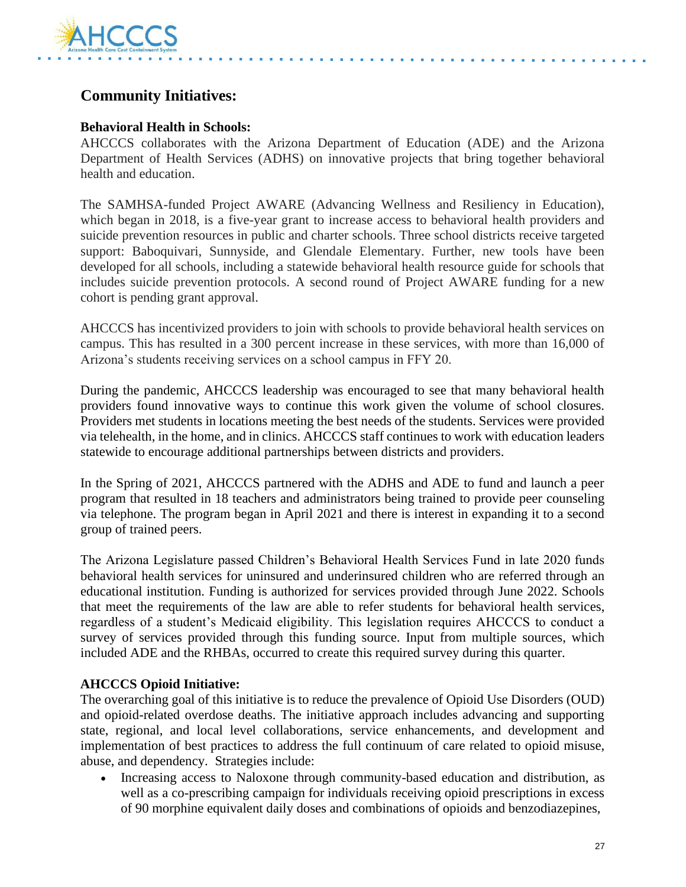## Community Initiatives:

**Behavioral Health in Schools:**
AHCCCS collaborates with the Arizona Department of Education (ADE) and the Arizona Department of Health Services (ADHS) on innovative projects that bring together behavioral health and education.

The SAMHSA-funded Project AWARE (Advancing Wellness and Resiliency in Education), which began in 2018, is a five-year grant to increase access to behavioral health providers and suicide prevention resources in public and charter schools. Three school districts receive targeted support: Baboquivari, Sunnyside, and Glendale Elementary. Further, new tools have been developed for all schools, including a statewide behavioral health resource guide for schools that includes suicide prevention protocols. A second round of Project AWARE funding for a new cohort is pending grant approval.

AHCCCS has incentivized providers to join with schools to provide behavioral health services on campus. This has resulted in a 300 percent increase in these services, with more than 16,000 of Arizona's students receiving services on a school campus in FFY 20.

During the pandemic, AHCCCS leadership was encouraged to see that many behavioral health providers found innovative ways to continue this work given the volume of school closures. Providers met students in locations meeting the best needs of the students. Services were provided via telehealth, in the home, and in clinics. AHCCCS staff continues to work with education leaders statewide to encourage additional partnerships between districts and providers.

In the Spring of 2021, AHCCCS partnered with the ADHS and ADE to fund and launch a peer program that resulted in 18 teachers and administrators being trained to provide peer counseling via telephone. The program began in April 2021 and there interest in expanding it to a second group of trained peers.

The Arizona Legislature passed Children's Behavioral Health Services Fund in late 2020 funds behavioral health services for uninsured and underinsured children who are referred through an educational institution. Funding is authorized for services provided through June 2022. Schools that meet the requirements of the law are able to refer students for behavioral health services, regardless of a student's Medicaid eligibility. This legislation requires AHCCCS to conduct a survey of services provided through this funding source. Input from multiple sources, which included ADE and the RHBAs, occurred to create this required survey during this quarter.

**AHCCCS Opioid Initiative:**
The overarching goal of this initiative is to reduce the prevalence of Opioid Use Disorders (OUD) and opioid-related overdose deaths. The initiative approach includes advancing and supporting state, regional, and local level collaborations, service enhancements, and development and implementation of best practices to address the full continuum of care related to opioid misuse, abuse, and dependency. Strategies include:

- Increasing access to Naloxone through community-based education and distribution, as well as a co-prescribing campaign for individuals receiving opioid prescriptions in excess of 90 morphine equivalent daily doses and combinations of opioids and benzodiazepines,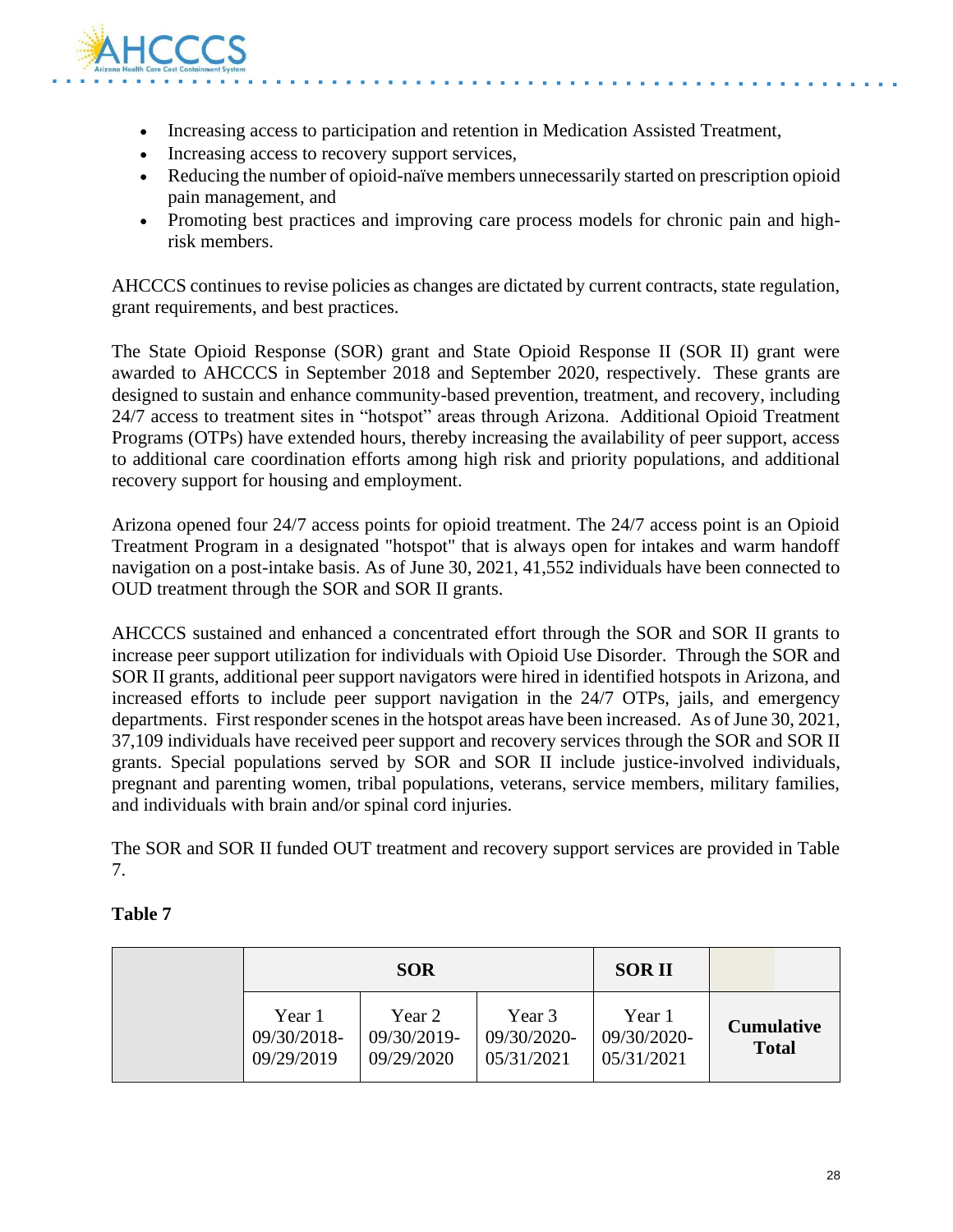- Increasing access to participation and retention in Medication Assisted Treatment,
- Increasing access to recovery support services,
- Reducing the number of opioid-naïve members unnecessarily started on prescription opioid pain management, and
- Promoting best practices and improving care process models for chronic pain and high-risk members.

AHCCCS continues to revise policies as changes are dictated by current contracts, state regulation, grant requirements, and best practices.

The State Opioid Response (SOR) grant and State Opioid Response II (SOR II) grant were awarded to AHCCCS in September 2018 and September 2020, respectively. These grants are designed to sustain and enhance community-based prevention, treatment, and recovery, including 24/7 access to treatment sites in "hotspot" areas through Arizona. Additional Opioid Treatment Programs (OTPs) have extended hours, thereby increasing the availability of peer support, access to additional care coordination efforts among high risk and priority populations, and additional recovery support for housing and employment.

Arizona opened four 24/7 access points for opioid treatment. The 24/7 access point is an Opioid Treatment Program in a designated "hotspot" that is always open for intakes and warm handoff navigation on a post-intake basis. As of June 30, 2021, 41,552 individuals have been connected to OUD treatment through the SOR and SOR II grants.

AHCCCS sustained and enhanced a concentrated effort through the SOR and SOR II grants to increase peer support utilization for individuals with Opioid Use Disorder. Through the SOR and SOR II grants, additional peer support navigators were hired in identified hotspots in Arizona, and increased efforts to include peer support navigation in the 24/7 OTPs, jails, and emergency departments. First responder scenes in the hotspot areas have been increased. As of June 30, 2021, 37,109 individuals have received peer support and recovery services through the SOR and SOR II grants. Special populations served by SOR and SOR II include justice-involved individuals, pregnant and parenting women, tribal populations, veterans, service members, military families, and individuals with brain and/or spinal cord injuries.

The SOR and SOR II funded OUT treatment and recovery support services are provided in Table 7.

**Table 7**

| | **SOR** | | | **SOR II** | |
|---|---|---|---|---|---|
| | Year 1 09/30/2018-09/29/2019 | Year 2 09/30/2019-09/29/2020 | Year 3 09/30/2020-05/31/2021 | Year 1 09/30/2020-05/31/2021 | **Cumulative Total** |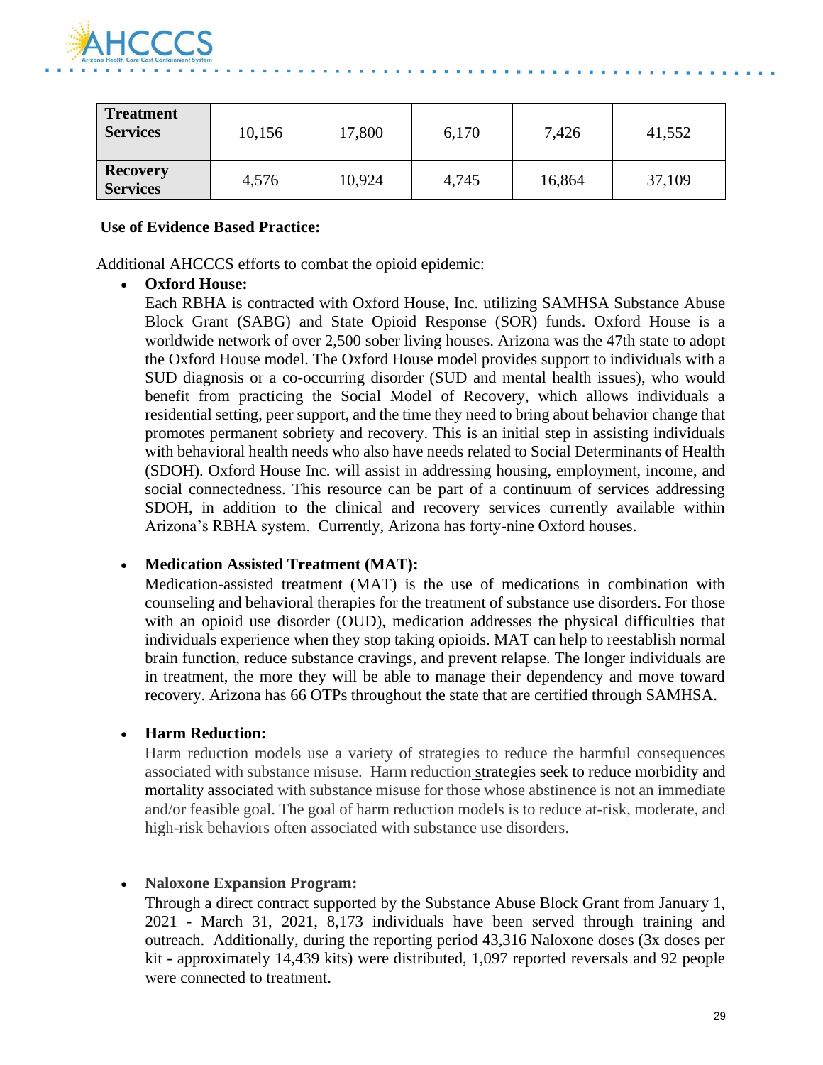| Treatment Services | 10,156 | 17,800 | 6,170 | 7,426 | 41,552 |
|---|---|---|---|---|---|
| Recovery Services | 4,576 | 10,924 | 4,745 | 16,864 | 37,109 |

**Use of Evidence Based Practice:**

Additional AHCCCS efforts to combat the opioid epidemic:

- **Oxford House:**
  Each RBHA is contracted with Oxford House, Inc. utilizing SAMHSA Substance Abuse Block Grant (SABG) and State Opioid Response (SOR) funds. Oxford House is a worldwide network of over 2,500 sober living houses. Arizona was the 47th state to adopt the Oxford House model. The Oxford House model provides support to individuals with a SUD diagnosis or a co-occurring disorder (SUD and mental health issues), who would benefit from practicing the Social Model of Recovery, which allows individuals a residential setting, peer support, and the time they need to bring about behavior change that promotes permanent sobriety and recovery. This is an initial step in assisting individuals with behavioral health needs who also have needs related to Social Determinants of Health (SDOH). Oxford House Inc. will assist in addressing housing, employment, income, and social connectedness. This resource can be part of a continuum of services addressing SDOH, in addition to the clinical and recovery services currently available within Arizona's RBHA system. Currently, Arizona has forty-nine Oxford houses.

- **Medication Assisted Treatment (MAT):**
  Medication-assisted treatment (MAT) is the use of medications in combination with counseling and behavioral therapies for the treatment of substance use disorders. For those with an opioid use disorder (OUD), medication addresses the physical difficulties that individuals experience when they stop taking opioids. MAT can help to reestablish normal brain function, reduce substance cravings, and prevent relapse. The longer individuals are in treatment, the more they will be able to manage their dependency and move toward recovery. Arizona has 66 OTPs throughout the state that are certified through SAMHSA.

- **Harm Reduction:**
  Harm reduction models use a variety of strategies to reduce the harmful consequences associated with substance misuse. Harm reduction strategies seek to reduce morbidity and mortality associated with substance misuse for those whose abstinence is not an immediate and/or feasible goal. The goal of harm reduction models is to reduce at-risk, moderate, and high-risk behaviors often associated with substance use disorders.

- **Naloxone Expansion Program:**
  Through a direct contract supported by the Substance Abuse Block Grant from January 1, 2021 - March 31, 2021, 8,173 individuals have been served through training and outreach. Additionally, during the reporting period 43,316 Naloxone doses (3x doses per kit - approximately 14,439 kits) were distributed, 1,097 reported reversals and 92 people were connected to treatment.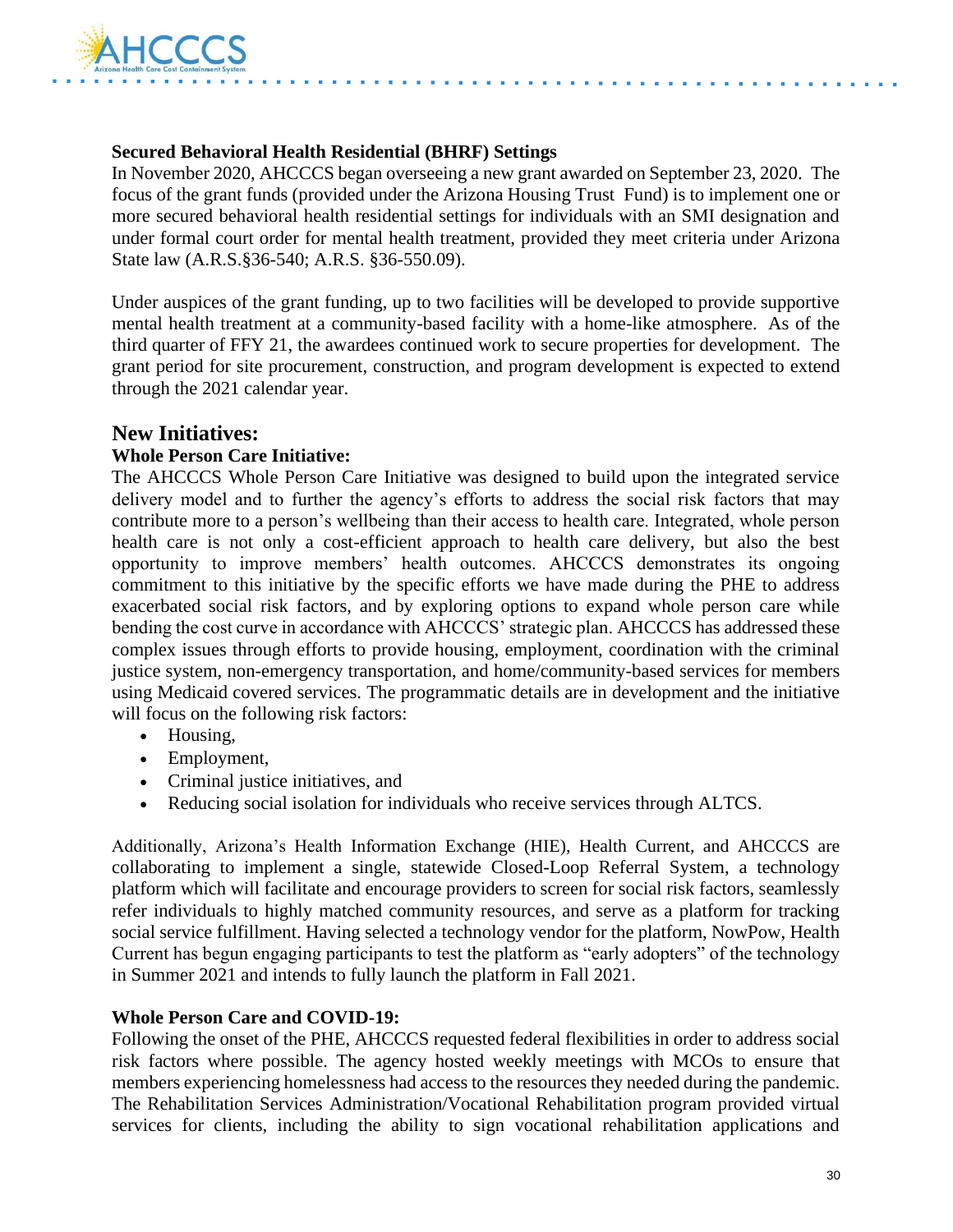**Secured Behavioral Health Residential (BHRF) Settings**

In November 2020, AHCCCS began overseeing a new grant awarded on September 23, 2020. The focus of the grant funds (provided under the Arizona Housing Trust Fund) is to implement one or more secured behavioral health residential settings for individuals with an SMI designation and under formal court order for mental health treatment, provided they meet criteria under Arizona State law (A.R.S.§36-540; A.R.S. §36-550.09).

Under auspices of the grant funding, up to two facilities will be developed to provide supportive mental health treatment at a community-based facility with a home-like atmosphere. As of the third quarter of FFY 21, the awardees continued work to secure properties for development. The grant period for site procurement, construction, and program development is expected to extend through the 2021 calendar year.

## New Initiatives:

**Whole Person Care Initiative:**

The AHCCCS Whole Person Care Initiative was designed to build upon the integrated service delivery model and to further the agency's efforts to address the social risk factors that may contribute more to a person's wellbeing than their access to health care. Integrated, whole person health care is not only a cost-efficient approach to health care delivery, but also the best opportunity to improve members' health outcomes. AHCCCS demonstrates its ongoing commitment to this initiative by the specific efforts we have made during the PHE to address exacerbated social risk factors, and by exploring options to expand whole person care while bending the cost curve in accordance with AHCCCS' strategic plan. AHCCCS has addressed these complex issues through efforts to provide housing, employment, coordination with the criminal justice system, non-emergency transportation, and home/community-based services for members using Medicaid covered services. The programmatic details are in development and the initiative will focus on the following risk factors:

- Housing,
- Employment,
- Criminal justice initiatives, and
- Reducing social isolation for individuals who receive services through ALTCS.

Additionally, Arizona's Health Information Exchange (HIE), Health Current, and AHCCCS are collaborating to implement a single, statewide Closed-Loop Referral System, a technology platform which will facilitate and encourage providers to screen for social risk factors, seamlessly refer individuals to highly matched community resources, and serve as a platform for tracking social service fulfillment. Having selected a technology vendor for the platform, NowPow, Health Current has begun engaging participants to test the platform as "early adopters" of the technology in Summer 2021 and intends to fully launch the platform in Fall 2021.

**Whole Person Care and COVID-19:**

Following the onset of the PHE, AHCCCS requested federal flexibilities in order to address social risk factors where possible. The agency hosted weekly meetings with MCOs to ensure that members experiencing homelessness had access to the resources they needed during the pandemic. The Rehabilitation Services Administration/Vocational Rehabilitation program provided virtual services for clients, including the ability to sign vocational rehabilitation applications and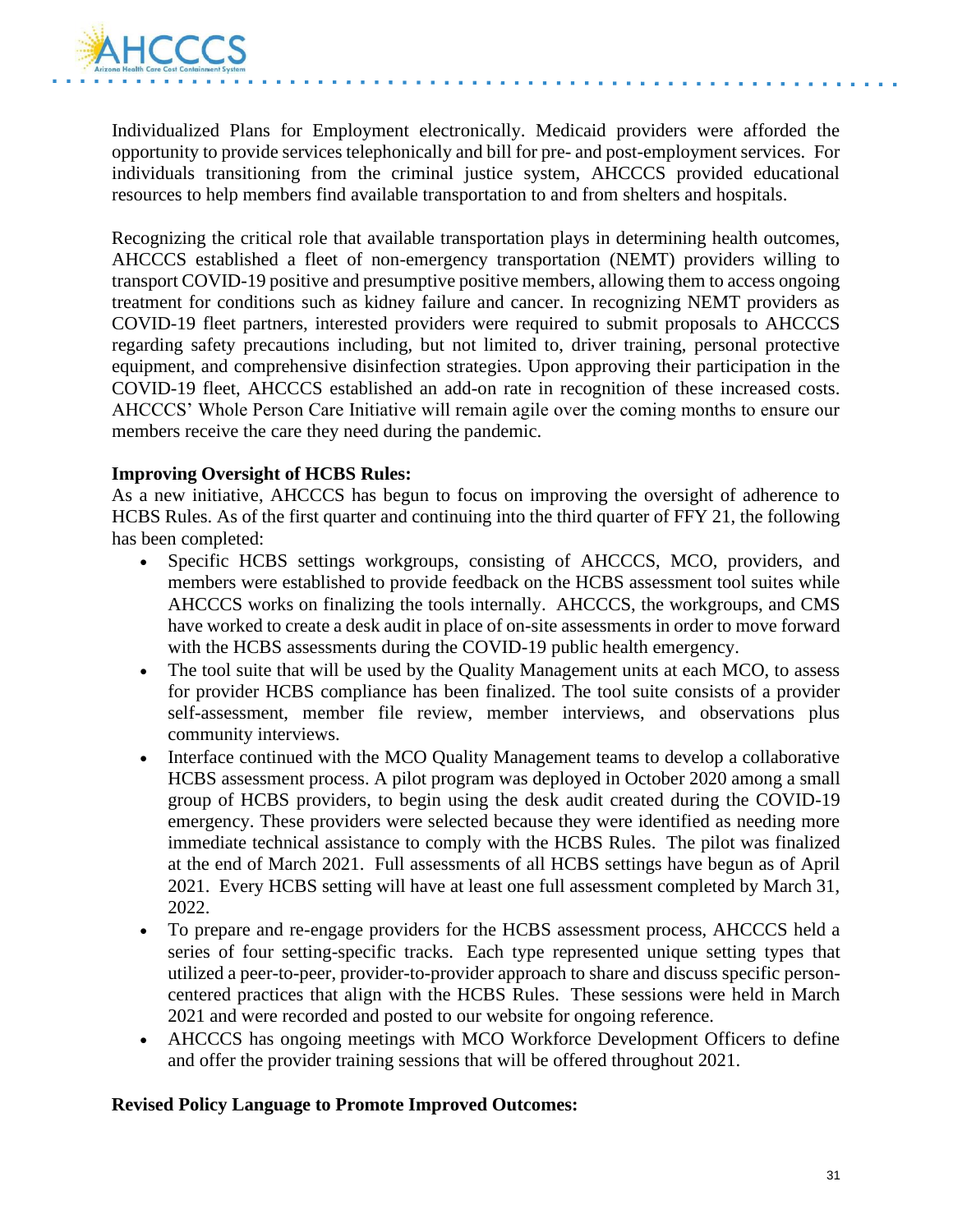Individualized Plans for Employment electronically. Medicaid providers were afforded the opportunity to provide services telephonically and bill for pre- and post-employment services. For individuals transitioning from the criminal justice system, AHCCCS provided educational resources to help members find available transportation to and from shelters and hospitals.

Recognizing the critical role that available transportation plays in determining health outcomes, AHCCCS established a fleet of non-emergency transportation (NEMT) providers willing to transport COVID-19 positive and presumptive positive members, allowing them to access ongoing treatment for conditions such as kidney failure and cancer. In recognizing NEMT providers as COVID-19 fleet partners, interested providers were required to submit proposals to AHCCCS regarding safety precautions including, but not limited to, driver training, personal protective equipment, and comprehensive disinfection strategies. Upon approving their participation in the COVID-19 fleet, AHCCCS established an add-on rate in recognition of these increased costs. AHCCCS' Whole Person Care Initiative will remain agile over the coming months to ensure our members receive the care they need during the pandemic.

**Improving Oversight of HCBS Rules:**

As a new initiative, AHCCCS has begun to focus on improving the oversight of adherence to HCBS Rules. As of the first quarter and continuing into the third quarter of FFY 21, the following has been completed:

- Specific HCBS settings workgroups, consisting of AHCCCS, MCO, providers, and members were established to provide feedback on the HCBS assessment tool suites while AHCCCS works on finalizing the tools internally. AHCCCS, the workgroups, and CMS have worked to create a desk audit in place of on-site assessments in order to move forward with the HCBS assessments during the COVID-19 public health emergency.
- The tool suite that will be used by the Quality Management units at each MCO, to assess for provider HCBS compliance has been finalized. The tool suite consists of a provider self-assessment, member file review, member interviews, and observations plus community interviews.
- Interface continued with the MCO Quality Management teams to develop a collaborative HCBS assessment process. A pilot program was deployed in October 2020 among a small group of HCBS providers, to begin using the desk audit created during the COVID-19 emergency. These providers were selected because they were identified as needing more immediate technical assistance to comply with the HCBS Rules. The pilot was finalized at the end of March 2021. Full assessments of all HCBS settings have begun as of April 2021. Every HCBS setting will have at least one full assessment completed by March 31, 2022.
- To prepare and re-engage providers for the HCBS assessment process, AHCCCS held a series of four setting-specific tracks. Each type represented unique setting types that utilized a peer-to-peer, provider-to-provider approach to share and discuss specific person-centered practices that align with the HCBS Rules. These sessions were held in March 2021 and were recorded and posted to our website for ongoing reference.
- AHCCCS has ongoing meetings with MCO Workforce Development Officers to define and offer the provider training sessions that will be offered throughout 2021.

**Revised Policy Language to Promote Improved Outcomes:**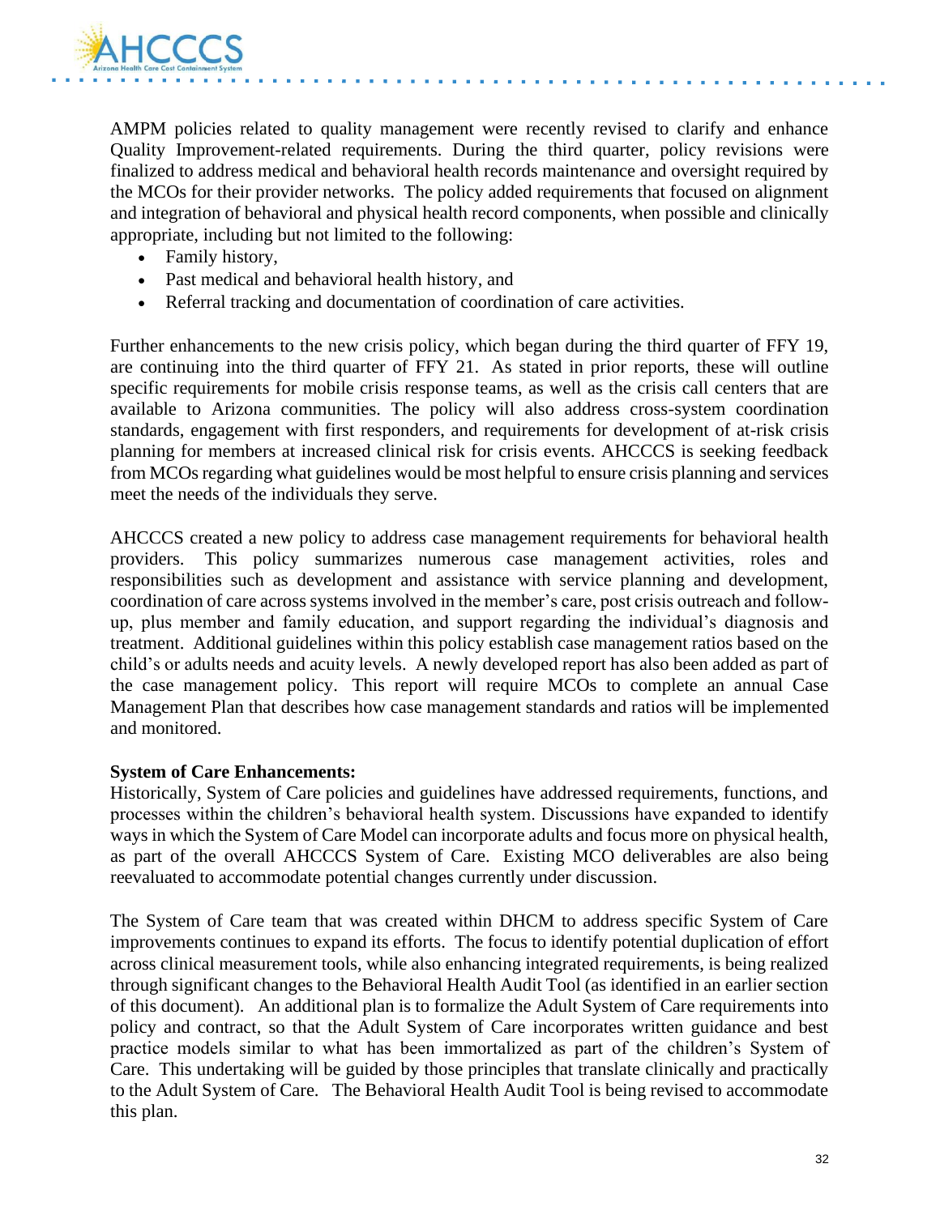AMPM policies related to quality management were recently revised to clarify and enhance Quality Improvement-related requirements. During the third quarter, policy revisions were finalized to address medical and behavioral health records maintenance and oversight required by the MCOs for their provider networks. The policy added requirements that focused on alignment and integration of behavioral and physical health record components, when possible and clinically appropriate, including but not limited to the following:

- Family history,
- Past medical and behavioral health history, and
- Referral tracking and documentation of coordination of care activities.

Further enhancements to the new crisis policy, which began during the third quarter of FFY 19, are continuing into the third quarter of FFY 21. As stated in prior reports, these will outline specific requirements for mobile crisis response teams, as well as the crisis call centers that are available to Arizona communities. The policy will also address cross-system coordination standards, engagement with first responders, and requirements for development of at-risk crisis planning for members at increased clinical risk for crisis events. AHCCCS is seeking feedback from MCOs regarding what guidelines would be most helpful to ensure crisis planning and services meet the needs of the individuals they serve.

AHCCCS created a new policy to address case management requirements for behavioral health providers. This policy summarizes numerous case management activities, roles and responsibilities such as development and assistance with service planning and development, coordination of care across systems involved in the member's care, post crisis outreach and follow-up, plus member and family education, and support regarding the individual's diagnosis and treatment. Additional guidelines within this policy establish case management ratios based on the child's or adults needs and acuity levels. A newly developed report has also been added as part of the case management policy. This report will require MCOs to complete an annual Case Management Plan that describes how case management standards and ratios will be implemented and monitored.

**System of Care Enhancements:**

Historically, System of Care policies and guidelines have addressed requirements, functions, and processes within the children's behavioral health system. Discussions have expanded to identify ways in which the System of Care Model can incorporate adults and focus more on physical health, as part of the overall AHCCCS System of Care. Existing MCO deliverables are also being reevaluated to accommodate potential changes currently under discussion.

The System of Care team that was created within DHCM to address specific System of Care improvements continues to expand its efforts. The focus to identify potential duplication of effort across clinical measurement tools, while also enhancing integrated requirements, is being realized through significant changes to the Behavioral Health Audit Tool (as identified in an earlier section of this document). An additional plan is to formalize the Adult System of Care requirements into policy and contract, so that the Adult System of Care incorporates written guidance and best practice models similar to what has been immortalized as part of the children's System of Care. This undertaking will be guided by those principles that translate clinically and practically to the Adult System of Care. The Behavioral Health Audit Tool is being revised to accommodate this plan.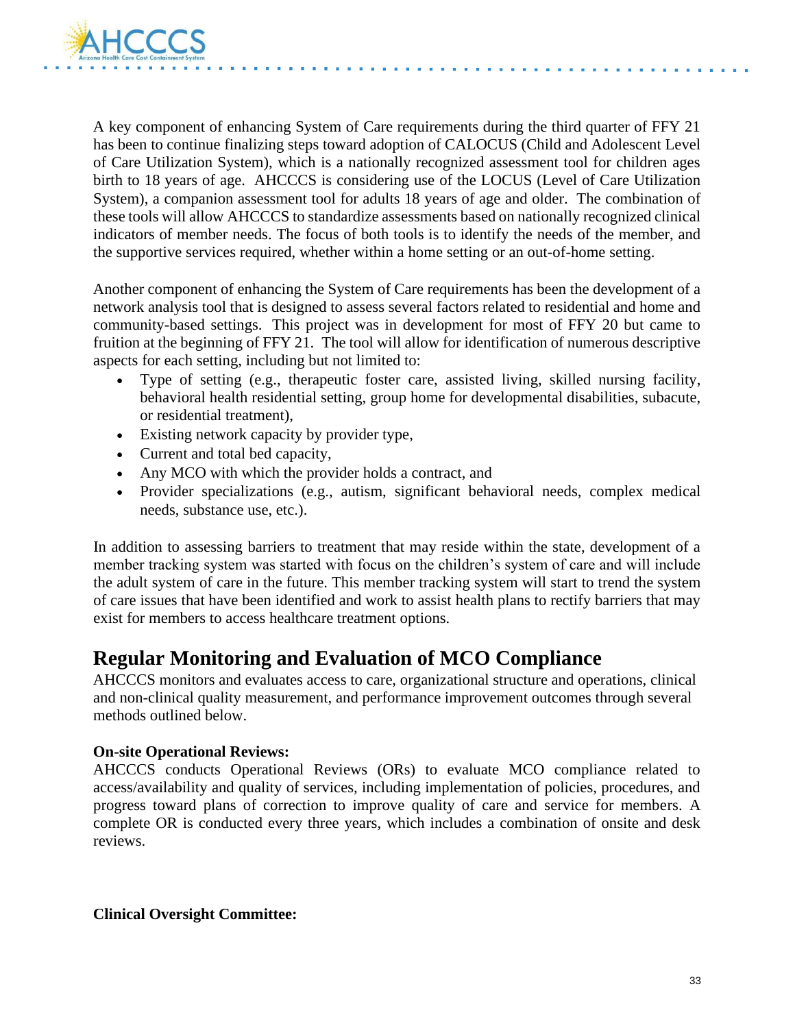A key component of enhancing System of Care requirements during the third quarter of FFY 21 has been to continue finalizing steps toward adoption of CALOCUS (Child and Adolescent Level of Care Utilization System), which is a nationally recognized assessment tool for children ages birth to 18 years of age. AHCCCS is considering use of the LOCUS (Level of Care Utilization System), a companion assessment tool for adults 18 years of age and older. The combination of these tools will allow AHCCCS to standardize assessments based on nationally recognized clinical indicators of member needs. The focus of both tools is to identify the needs of the member, and the supportive services required, whether within a home setting or an out-of-home setting.

Another component of enhancing the System of Care requirements has been the development of a network analysis tool that is designed to assess several factors related to residential and home and community-based settings. This project was in development for most of FFY 20 but came to fruition at the beginning of FFY 21. The tool will allow for identification of numerous descriptive aspects for each setting, including but not limited to:

- Type of setting (e.g., therapeutic foster care, assisted living, skilled nursing facility, behavioral health residential setting, group home for developmental disabilities, subacute, or residential treatment),
- Existing network capacity by provider type,
- Current and total bed capacity,
- Any MCO with which the provider holds a contract, and
- Provider specializations (e.g., autism, significant behavioral needs, complex medical needs, substance use, etc.).

In addition to assessing barriers to treatment that may reside within the state, development of a member tracking system was started with focus on the children's system of care and will include the adult system of care in the future. This member tracking system will start to trend the system of care issues that have been identified and work to assist health plans to rectify barriers that may exist for members to access healthcare treatment options.

## Regular Monitoring and Evaluation of MCO Compliance

AHCCCS monitors and evaluates access to care, organizational structure and operations, clinical and non-clinical quality measurement, and performance improvement outcomes through several methods outlined below.

**On-site Operational Reviews:**

AHCCCS conducts Operational Reviews (ORs) to evaluate MCO compliance related to access/availability and quality of services, including implementation of policies, procedures, and progress toward plans of correction to improve quality of care and service for members. A complete OR is conducted every three years, which includes a combination of onsite and desk reviews.

**Clinical Oversight Committee:**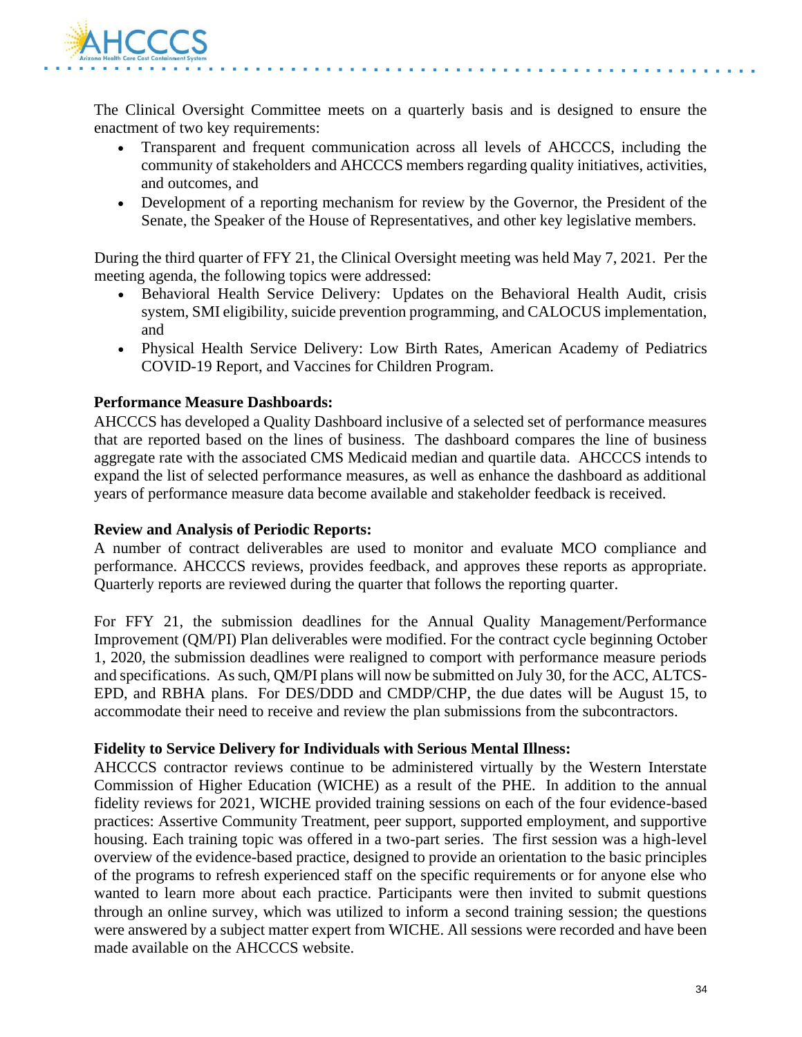The Clinical Oversight Committee meets on a quarterly basis and is designed to ensure the enactment of two key requirements:

- Transparent and frequent communication across all levels of AHCCCS, including the community of stakeholders and AHCCCS members regarding quality initiatives, activities, and outcomes, and
- Development of a reporting mechanism for review by the Governor, the President of the Senate, the Speaker of the House of Representatives, and other key legislative members.

During the third quarter of FFY 21, the Clinical Oversight meeting was held May 7, 2021. Per the meeting agenda, the following topics were addressed:

- Behavioral Health Service Delivery: Updates on the Behavioral Health Audit, crisis system, SMI eligibility, suicide prevention programming, and CALOCUS implementation, and
- Physical Health Service Delivery: Low Birth Rates, American Academy of Pediatrics COVID-19 Report, and Vaccines for Children Program.

**Performance Measure Dashboards:**
AHCCCS has developed a Quality Dashboard inclusive of a selected set of performance measures that are reported based on the lines of business. The dashboard compares the line of business aggregate rate with the associated CMS Medicaid median and quartile data. AHCCCS intends to expand the list of selected performance measures, as well as enhance the dashboard as additional years of performance measure data become available and stakeholder feedback is received.

**Review and Analysis of Periodic Reports:**
A number of contract deliverables are used to monitor and evaluate MCO compliance and performance. AHCCCS reviews, provides feedback, and approves these reports as appropriate. Quarterly reports are reviewed during the quarter that follows the reporting quarter.

For FFY 21, the submission deadlines for the Annual Quality Management/Performance Improvement (QM/PI) Plan deliverables were modified. For the contract cycle beginning October 1, 2020, the submission deadlines were realigned to comport with performance measure periods and specifications. As such, QM/PI plans will now be submitted on July 30, for the ACC, ALTCS-EPD, and RBHA plans. For DES/DDD and CMDP/CHP, the due dates will be August 15, to accommodate their need to receive and review the plan submissions from the subcontractors.

**Fidelity to Service Delivery for Individuals with Serious Mental Illness:**
AHCCCS contractor reviews continue to be administered virtually by the Western Interstate Commission of Higher Education (WICHE) as a result of the PHE. In addition to the annual fidelity reviews for 2021, WICHE provided training sessions on each of the four evidence-based practices: Assertive Community Treatment, peer support, supported employment, and supportive housing. Each training topic was offered in a two-part series. The first session was a high-level overview of the evidence-based practice, designed to provide an orientation to the basic principles of the programs to refresh experienced staff on the specific requirements or for anyone else who wanted to learn more about each practice. Participants were then invited to submit questions through an online survey, which was utilized to inform a second training session; the questions were answered by a subject matter expert from WICHE. All sessions were recorded and have been made available on the AHCCCS website.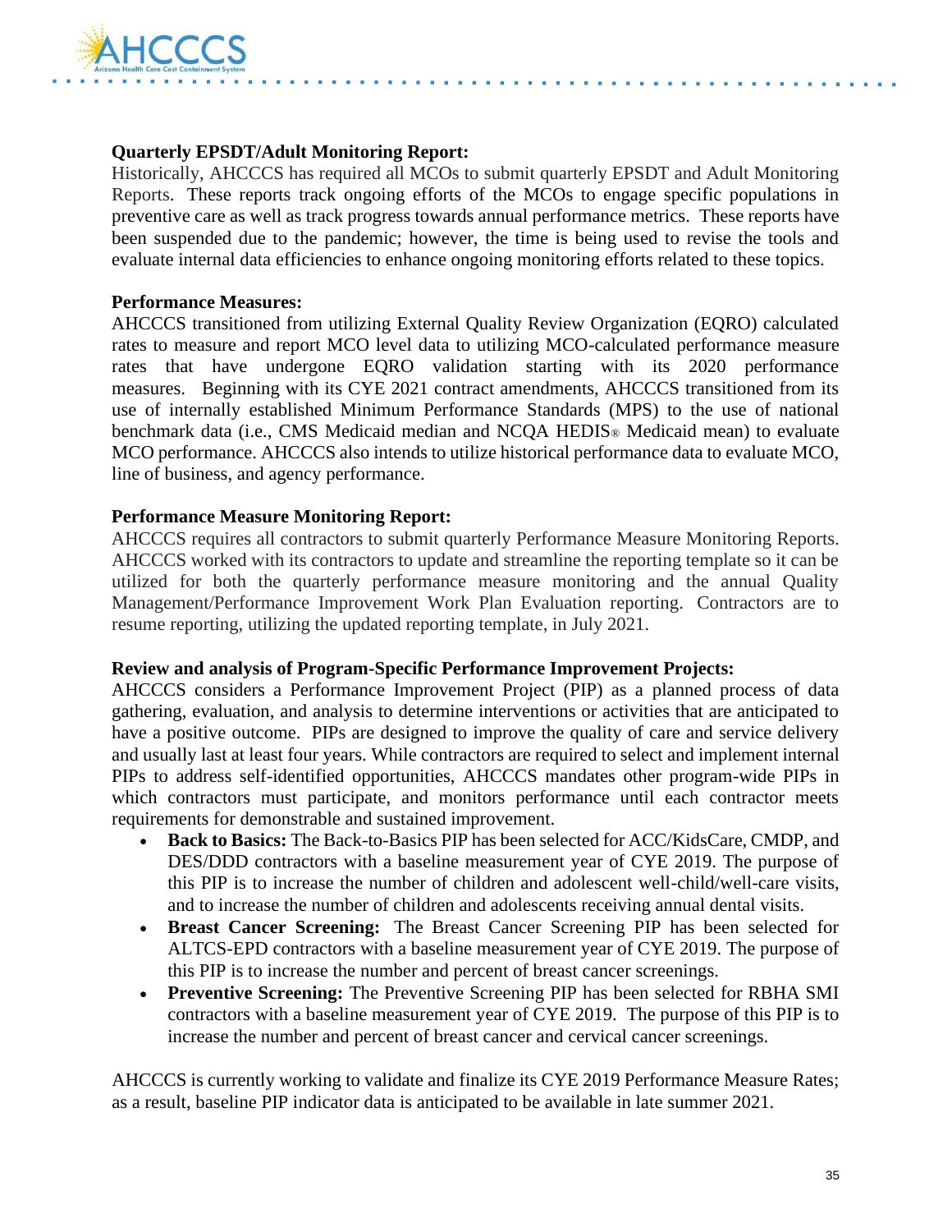**Quarterly EPSDT/Adult Monitoring Report:**

Historically, AHCCCS has required all MCOs to submit quarterly EPSDT and Adult Monitoring Reports. These reports track ongoing efforts of the MCOs to engage specific populations in preventive care as well as track progress towards annual performance metrics. These reports have been suspended due to the pandemic; however, the time is being used to revise the tools and evaluate internal data efficiencies to enhance ongoing monitoring efforts related to these topics.

**Performance Measures:**

AHCCCS transitioned from utilizing External Quality Review Organization (EQRO) calculated rates to measure and report MCO level data to utilizing MCO-calculated performance measure rates that have undergone EQRO validation starting with its 2020 performance measures. Beginning with its CYE 2021 contract amendments, AHCCCS transitioned from its use of internally established Minimum Performance Standards (MPS) to the use of national benchmark data (i.e., CMS Medicaid median and NCQA HEDIS® Medicaid mean) to evaluate MCO performance. AHCCCS also intends to utilize historical performance data to evaluate MCO, line of business, and agency performance.

**Performance Measure Monitoring Report:**

AHCCCS requires all contractors to submit quarterly Performance Measure Monitoring Reports. AHCCCS worked with its contractors to update and streamline the reporting template so it can be utilized for both the quarterly performance measure monitoring and the annual Quality Management/Performance Improvement Work Plan Evaluation reporting. Contractors are to resume reporting, utilizing the updated reporting template, in July 2021.

**Review and analysis of Program-Specific Performance Improvement Projects:**

AHCCCS considers a Performance Improvement Project (PIP) as a planned process of data gathering, evaluation, and analysis to determine interventions or activities that are anticipated to have a positive outcome. PIPs are designed to improve the quality of care and service delivery and usually last at least four years. While contractors are required to select and implement internal PIPs to address self-identified opportunities, AHCCCS mandates other program-wide PIPs in which contractors must participate, and monitors performance until each contractor meets requirements for demonstrable and sustained improvement.

- **Back to Basics:** The Back-to-Basics PIP has been selected for ACC/KidsCare, CMDP, and DES/DDD contractors with a baseline measurement year of CYE 2019. The purpose of this PIP is to increase the number of children and adolescent well-child/well-care visits, and to increase the number of children and adolescents receiving annual dental visits.
- **Breast Cancer Screening:** The Breast Cancer Screening PIP has been selected for ALTCS-EPD contractors with a baseline measurement year of CYE 2019. The purpose of this PIP is to increase the number and percent of breast cancer screenings.
- **Preventive Screening:** The Preventive Screening PIP has been selected for RBHA SMI contractors with a baseline measurement year of CYE 2019. The purpose of this PIP is to increase the number and percent of breast cancer and cervical cancer screenings.

AHCCCS is currently working to validate and finalize its CYE 2019 Performance Measure Rates; as a result, baseline PIP indicator data is anticipated to be available in late summer 2021.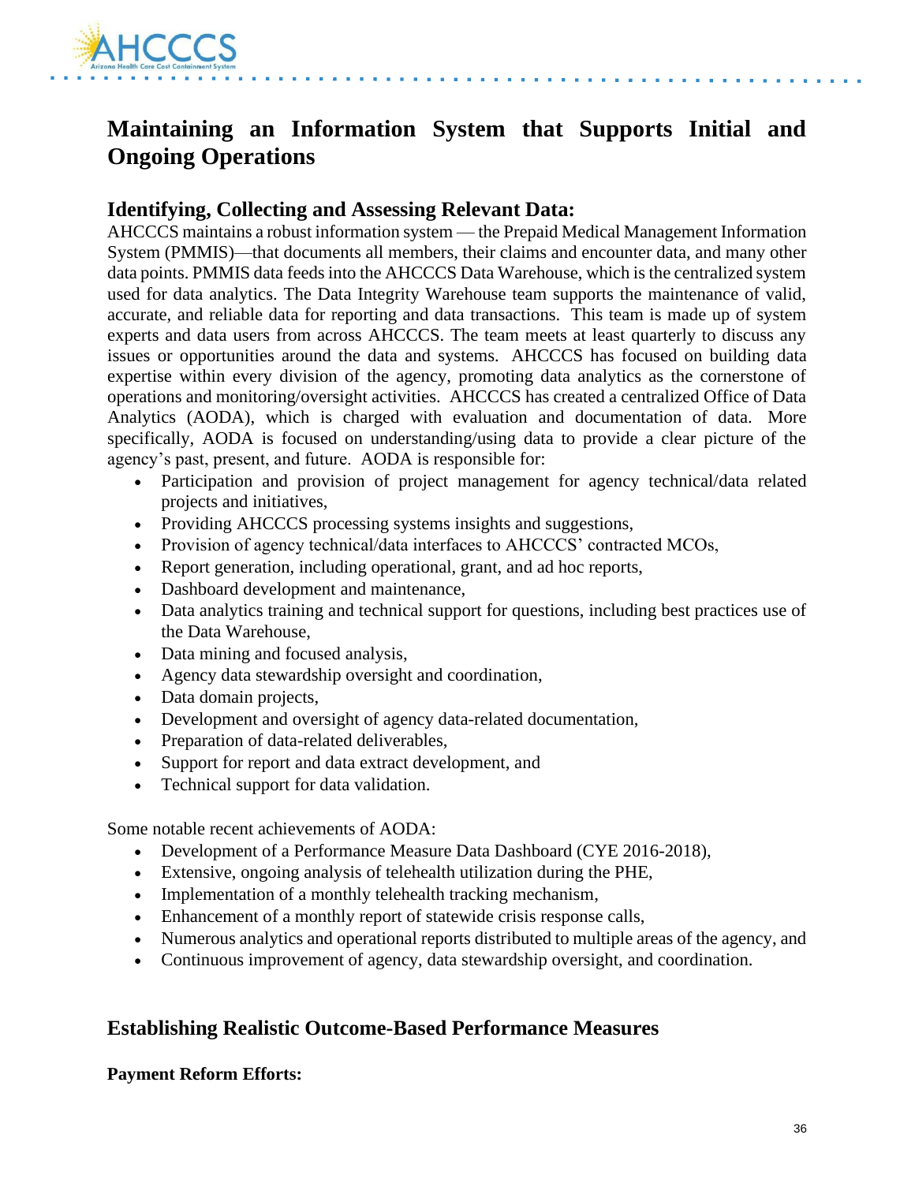## Maintaining an Information System that Supports Initial and Ongoing Operations

### Identifying, Collecting and Assessing Relevant Data:

AHCCCS maintains a robust information system — the Prepaid Medical Management Information System (PMMIS)—that documents all members, their claims and encounter data, and many other data points. PMMIS data feeds into the AHCCCS Data Warehouse, which is the centralized system used for data analytics. The Data Integrity Warehouse team supports the maintenance of valid, accurate, and reliable data for reporting and data transactions. This team is made up of system experts and data users from across AHCCCS. The team meets at least quarterly to discuss any issues or opportunities around the data and systems. AHCCCS has focused on building data expertise within every division of the agency, promoting data analytics as the cornerstone of operations and monitoring/oversight activities. AHCCCS has created a centralized Office of Data Analytics (AODA), which is charged with evaluation and documentation of data. More specifically, AODA is focused on understanding/using data to provide a clear picture of the agency's past, present, and future. AODA is responsible for:

- Participation and provision of project management for agency technical/data related projects and initiatives,
- Providing AHCCCS processing systems insights and suggestions,
- Provision of agency technical/data interfaces to AHCCCS' contracted MCOs,
- Report generation, including operational, grant, and ad hoc reports,
- Dashboard development and maintenance,
- Data analytics training and technical support for questions, including best practices use of the Data Warehouse,
- Data mining and focused analysis,
- Agency data stewardship oversight and coordination,
- Data domain projects,
- Development and oversight of agency data-related documentation,
- Preparation of data-related deliverables,
- Support for report and data extract development, and
- Technical support for data validation.

Some notable recent achievements of AODA:

- Development of a Performance Measure Data Dashboard (CYE 2016-2018),
- Extensive, ongoing analysis of telehealth utilization during the PHE,
- Implementation of a monthly telehealth tracking mechanism,
- Enhancement of a monthly report of statewide crisis response calls,
- Numerous analytics and operational reports distributed to multiple areas of the agency, and
- Continuous improvement of agency, data stewardship oversight, and coordination.

### Establishing Realistic Outcome-Based Performance Measures

**Payment Reform Efforts:**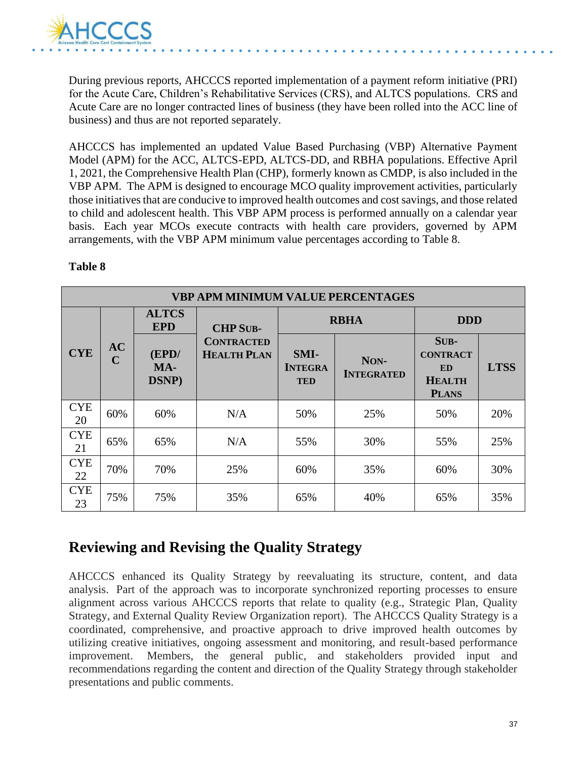During previous reports, AHCCCS reported implementation of a payment reform initiative (PRI) for the Acute Care, Children's Rehabilitative Services (CRS), and ALTCS populations. CRS and Acute Care are no longer contracted lines of business (they have been rolled into the ACC line of business) and thus are not reported separately.

AHCCCS has implemented an updated Value Based Purchasing (VBP) Alternative Payment Model (APM) for the ACC, ALTCS-EPD, ALTCS-DD, and RBHA populations. Effective April 1, 2021, the Comprehensive Health Plan (CHP), formerly known as CMDP, is also included in the VBP APM. The APM is designed to encourage MCO quality improvement activities, particularly those initiatives that are conducive to improved health outcomes and cost savings, and those related to child and adolescent health. This VBP APM process is performed annually on a calendar year basis. Each year MCOs execute contracts with health care providers, governed by APM arrangements, with the VBP APM minimum value percentages according to Table 8.

**Table 8**

| VBP APM MINIMUM VALUE PERCENTAGES | | | | | | | |
|---|---|---|---|---|---|---|---|
| CYE | ACC | ALTCS EPD (EPD/ MA-DSNP) | CHP Sub-Contracted Health Plan | RBHA | | DDD | |
| | | | | SMI-Integrated | Non-Integrated | Sub-Contracted Health Plans | LTSS |
| CYE 20 | 60% | 60% | N/A | 50% | 25% | 50% | 20% |
| CYE 21 | 65% | 65% | N/A | 55% | 30% | 55% | 25% |
| CYE 22 | 70% | 70% | 25% | 60% | 35% | 60% | 30% |
| CYE 23 | 75% | 75% | 35% | 65% | 40% | 65% | 35% |

## Reviewing and Revising the Quality Strategy

AHCCCS enhanced its Quality Strategy by reevaluating its structure, content, and data analysis. Part of the approach was to incorporate synchronized reporting processes to ensure alignment across various AHCCCS reports that relate to quality (e.g., Strategic Plan, Quality Strategy, and External Quality Review Organization report). The AHCCCS Quality Strategy is a coordinated, comprehensive, and proactive approach to drive improved health outcomes by utilizing creative initiatives, ongoing assessment and monitoring, and result-based performance improvement. Members, the general public, and stakeholders provided input and recommendations regarding the content and direction of the Quality Strategy through stakeholder presentations and public comments.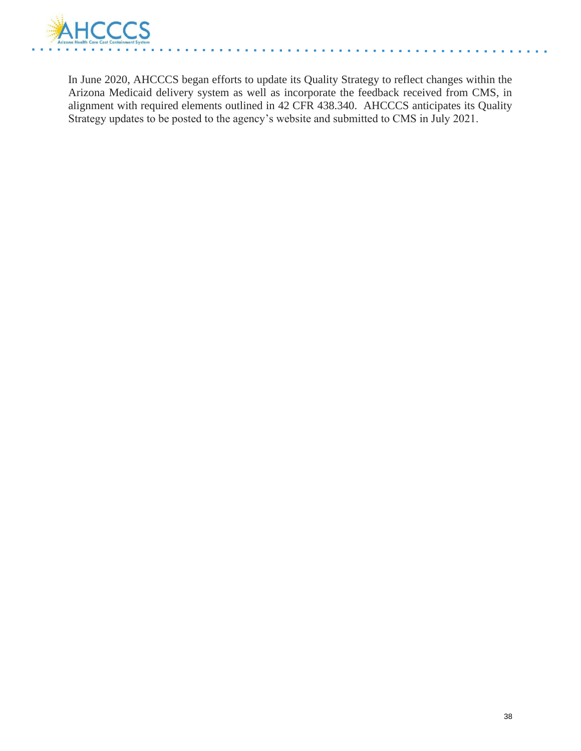In June 2020, AHCCCS began efforts to update its Quality Strategy to reflect changes within the Arizona Medicaid delivery system as well as incorporate the feedback received from CMS, in alignment with required elements outlined in 42 CFR 438.340. AHCCCS anticipates its Quality Strategy updates to be posted to the agency's website and submitted to CMS in July 2021.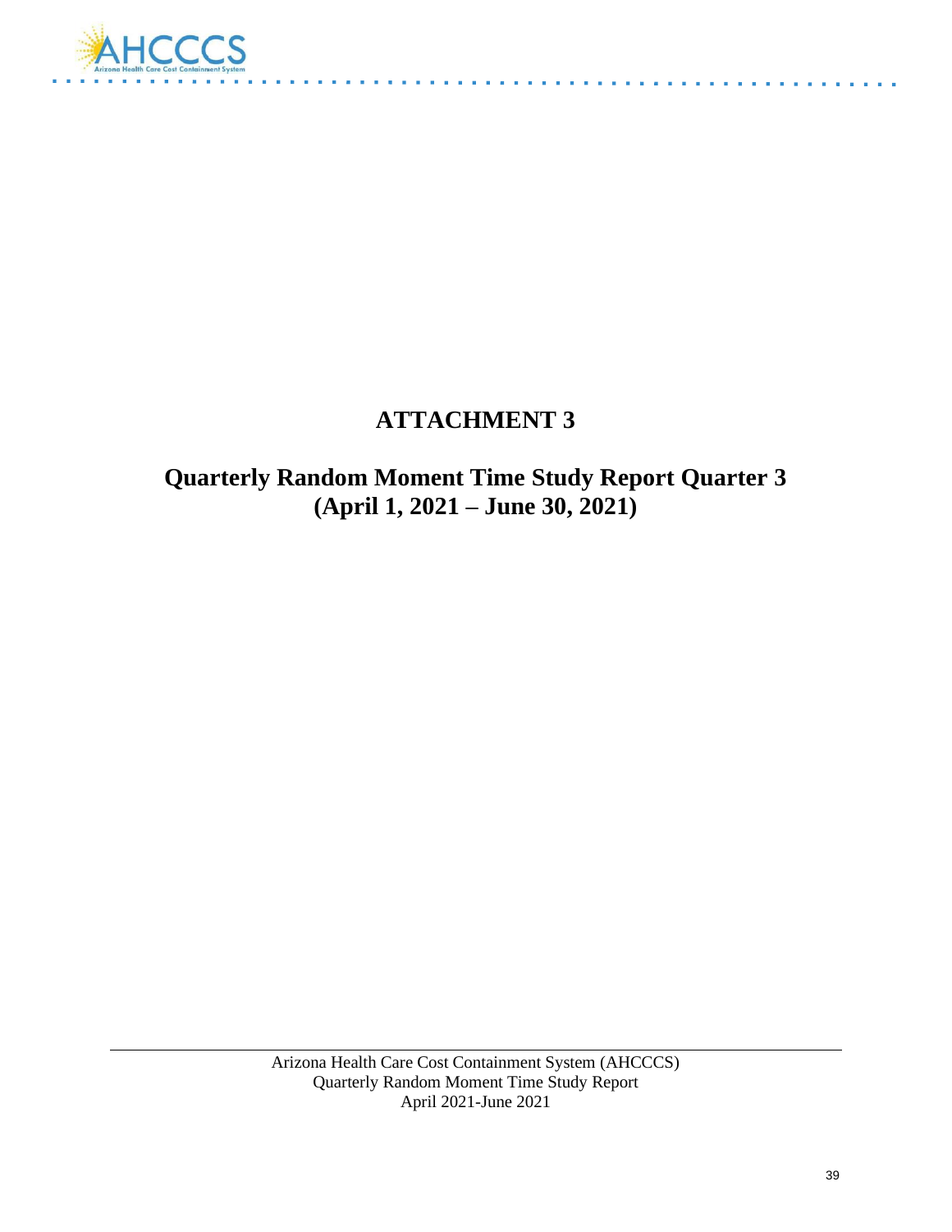# ATTACHMENT 3

## Quarterly Random Moment Time Study Report Quarter 3 (April 1, 2021 – June 30, 2021)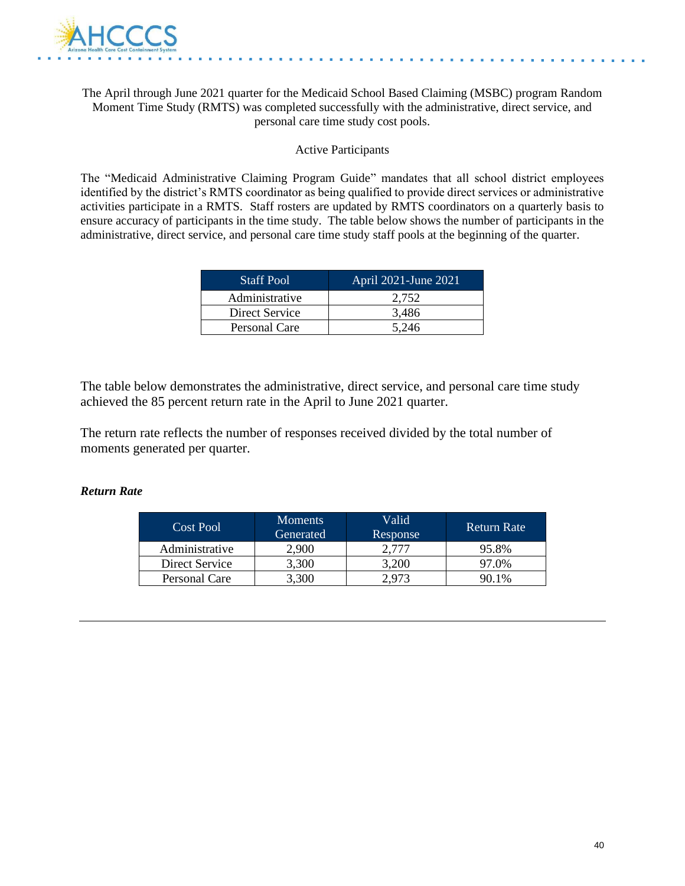The April through June 2021 quarter for the Medicaid School Based Claiming (MSBC) program Random Moment Time Study (RMTS) was completed successfully with the administrative, direct service, and personal care time study cost pools.

Active Participants

The "Medicaid Administrative Claiming Program Guide" mandates that all school district employees identified by the district's RMTS coordinator as being qualified to provide direct services or administrative activities participate in a RMTS. Staff rosters are updated by RMTS coordinators on a quarterly basis to ensure accuracy of participants in the time study. The table below shows the number of participants in the administrative, direct service, and personal care time study staff pools at the beginning of the quarter.

| Staff Pool | April 2021-June 2021 |
|---|---|
| Administrative | 2,752 |
| Direct Service | 3,486 |
| Personal Care | 5,246 |

The table below demonstrates the administrative, direct service, and personal care time study achieved the 85 percent return rate in the April to June 2021 quarter.

The return rate reflects the number of responses received divided by the total number of moments generated per quarter.

***Return Rate***

| Cost Pool | Moments Generated | Valid Response | Return Rate |
|---|---|---|---|
| Administrative | 2,900 | 2,777 | 95.8% |
| Direct Service | 3,300 | 3,200 | 97.0% |
| Personal Care | 3,300 | 2,973 | 90.1% |